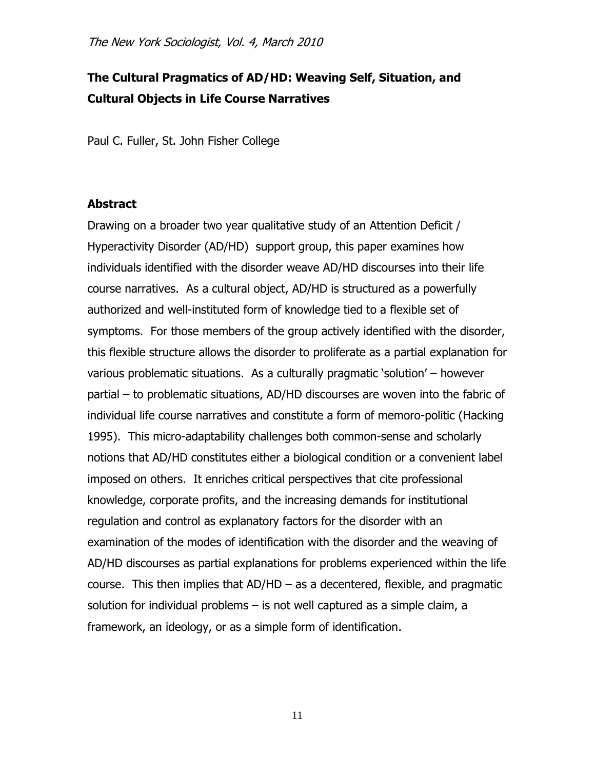# The Cultural Pragmatics of AD/HD: Weaving Self, Situation, and Cultural Objects in Life Course Narratives

Paul C. Fuller, St. John Fisher College

## Abstract

Drawing on a broader two year qualitative study of an Attention Deficit / Hyperactivity Disorder (AD/HD) support group, this paper examines how individuals identified with the disorder weave AD/HD discourses into their life course narratives. As a cultural object, AD/HD is structured as a powerfully authorized and well-instituted form of knowledge tied to a flexible set of symptoms. For those members of the group actively identified with the disorder, this flexible structure allows the disorder to proliferate as a partial explanation for various problematic situations. As a culturally pragmatic 'solution' – however partial – to problematic situations, AD/HD discourses are woven into the fabric of individual life course narratives and constitute a form of memoro-politic (Hacking 1995). This micro-adaptability challenges both common-sense and scholarly notions that AD/HD constitutes either a biological condition or a convenient label imposed on others. It enriches critical perspectives that cite professional knowledge, corporate profits, and the increasing demands for institutional regulation and control as explanatory factors for the disorder with an examination of the modes of identification with the disorder and the weaving of AD/HD discourses as partial explanations for problems experienced within the life course. This then implies that AD/HD – as a decentered, flexible, and pragmatic solution for individual problems – is not well captured as a simple claim, a framework, an ideology, or as a simple form of identification.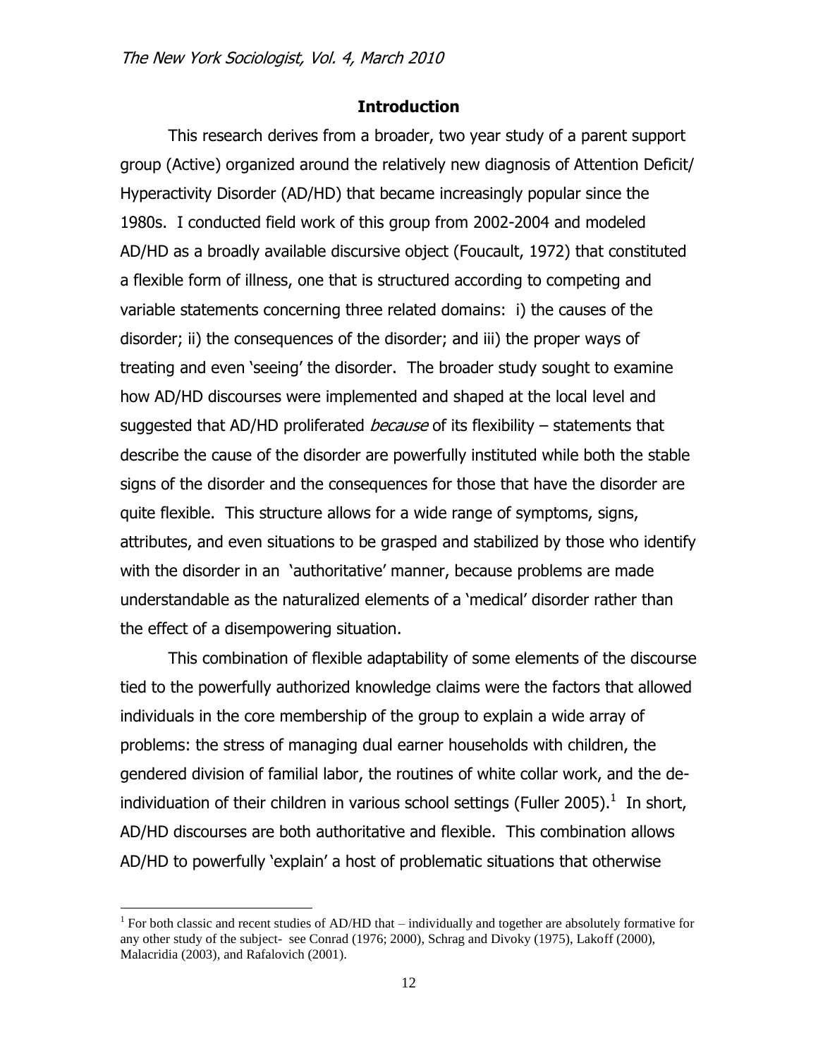## Introduction

This research derives from a broader, two year study of a parent support group (Active) organized around the relatively new diagnosis of Attention Deficit/ Hyperactivity Disorder (AD/HD) that became increasingly popular since the 1980s. I conducted field work of this group from 2002-2004 and modeled AD/HD as a broadly available discursive object (Foucault, 1972) that constituted a flexible form of illness, one that is structured according to competing and variable statements concerning three related domains: i) the causes of the disorder; ii) the consequences of the disorder; and iii) the proper ways of treating and even 'seeing' the disorder. The broader study sought to examine how AD/HD discourses were implemented and shaped at the local level and suggested that AD/HD proliferated *because* of its flexibility – statements that describe the cause of the disorder are powerfully instituted while both the stable signs of the disorder and the consequences for those that have the disorder are quite flexible. This structure allows for a wide range of symptoms, signs, attributes, and even situations to be grasped and stabilized by those who identify with the disorder in an 'authoritative' manner, because problems are made understandable as the naturalized elements of a 'medical' disorder rather than the effect of a disempowering situation.

This combination of flexible adaptability of some elements of the discourse tied to the powerfully authorized knowledge claims were the factors that allowed individuals in the core membership of the group to explain a wide array of problems: the stress of managing dual earner households with children, the gendered division of familial labor, the routines of white collar work, and the de-individuation of their children in various school settings (Fuller 2005).[1] In short, AD/HD discourses are both authoritative and flexible. This combination allows AD/HD to powerfully 'explain' a host of problematic situations that otherwise

[1] For both classic and recent studies of AD/HD that – individually and together are absolutely formative for any other study of the subject- see Conrad (1976; 2000), Schrag and Divoky (1975), Lakoff (2000), Malacridia (2003), and Rafalovich (2001).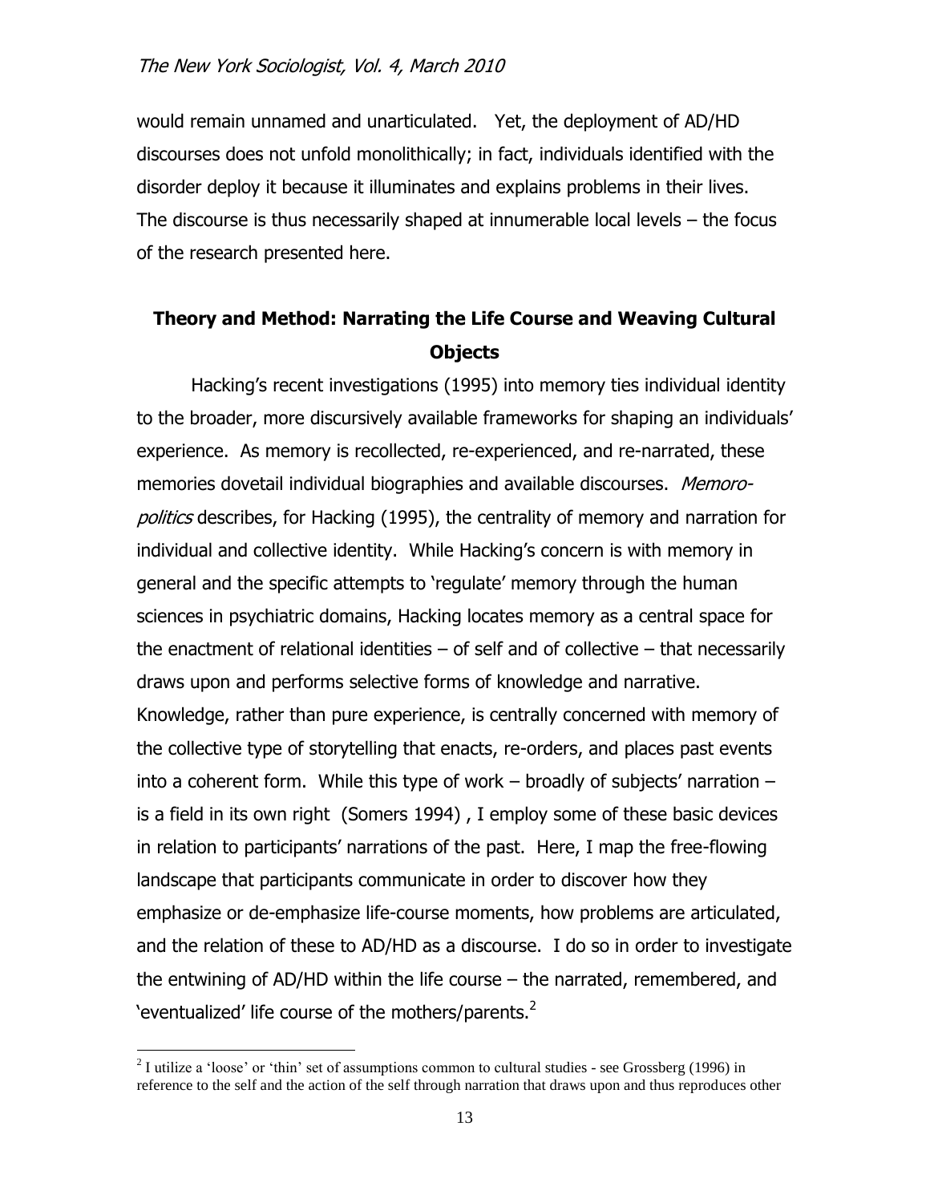would remain unnamed and unarticulated. Yet, the deployment of AD/HD discourses does not unfold monolithically; in fact, individuals identified with the disorder deploy it because it illuminates and explains problems in their lives. The discourse is thus necessarily shaped at innumerable local levels – the focus of the research presented here.

## Theory and Method: Narrating the Life Course and Weaving Cultural Objects

Hacking's recent investigations (1995) into memory ties individual identity to the broader, more discursively available frameworks for shaping an individuals' experience. As memory is recollected, re-experienced, and re-narrated, these memories dovetail individual biographies and available discourses. *Memoro-politics* describes, for Hacking (1995), the centrality of memory and narration for individual and collective identity. While Hacking's concern is with memory in general and the specific attempts to 'regulate' memory through the human sciences in psychiatric domains, Hacking locates memory as a central space for the enactment of relational identities – of self and of collective – that necessarily draws upon and performs selective forms of knowledge and narrative. Knowledge, rather than pure experience, is centrally concerned with memory of the collective type of storytelling that enacts, re-orders, and places past events into a coherent form. While this type of work – broadly of subjects' narration – is a field in its own right (Somers 1994) , I employ some of these basic devices in relation to participants' narrations of the past. Here, I map the free-flowing landscape that participants communicate in order to discover how they emphasize or de-emphasize life-course moments, how problems are articulated, and the relation of these to AD/HD as a discourse. I do so in order to investigate the entwining of AD/HD within the life course – the narrated, remembered, and 'eventualized' life course of the mothers/parents.[2]

[2] I utilize a 'loose' or 'thin' set of assumptions common to cultural studies - see Grossberg (1996) in reference to the self and the action of the self through narration that draws upon and thus reproduces other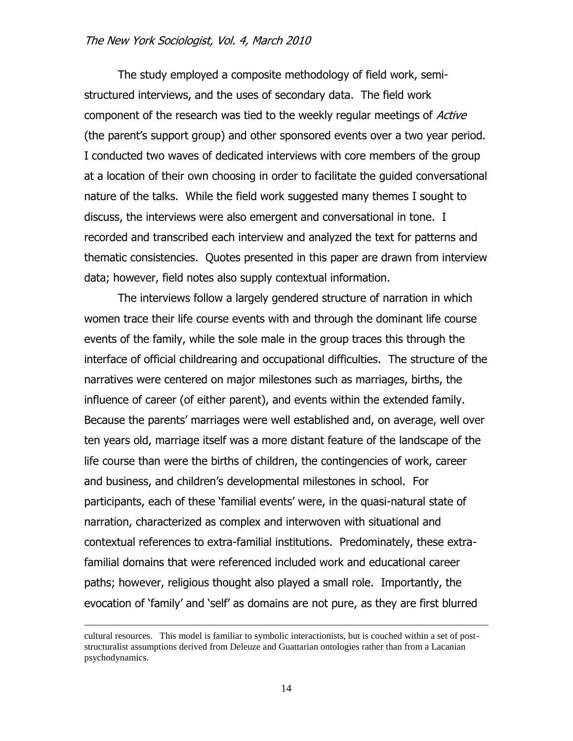The study employed a composite methodology of field work, semi-structured interviews, and the uses of secondary data. The field work component of the research was tied to the weekly regular meetings of *Active* (the parent's support group) and other sponsored events over a two year period. I conducted two waves of dedicated interviews with core members of the group at a location of their own choosing in order to facilitate the guided conversational nature of the talks. While the field work suggested many themes I sought to discuss, the interviews were also emergent and conversational in tone. I recorded and transcribed each interview and analyzed the text for patterns and thematic consistencies. Quotes presented in this paper are drawn from interview data; however, field notes also supply contextual information.

The interviews follow a largely gendered structure of narration in which women trace their life course events with and through the dominant life course events of the family, while the sole male in the group traces this through the interface of official childrearing and occupational difficulties. The structure of the narratives were centered on major milestones such as marriages, births, the influence of career (of either parent), and events within the extended family. Because the parents' marriages were well established and, on average, well over ten years old, marriage itself was a more distant feature of the landscape of the life course than were the births of children, the contingencies of work, career and business, and children's developmental milestones in school. For participants, each of these 'familial events' were, in the quasi-natural state of narration, characterized as complex and interwoven with situational and contextual references to extra-familial institutions. Predominately, these extra-familial domains that were referenced included work and educational career paths; however, religious thought also played a small role. Importantly, the evocation of 'family' and 'self' as domains are not pure, as they are first blurred

cultural resources. This model is familiar to symbolic interactionists, but is couched within a set of post-structuralist assumptions derived from Deleuze and Guattarian ontologies rather than from a Lacanian psychodynamics.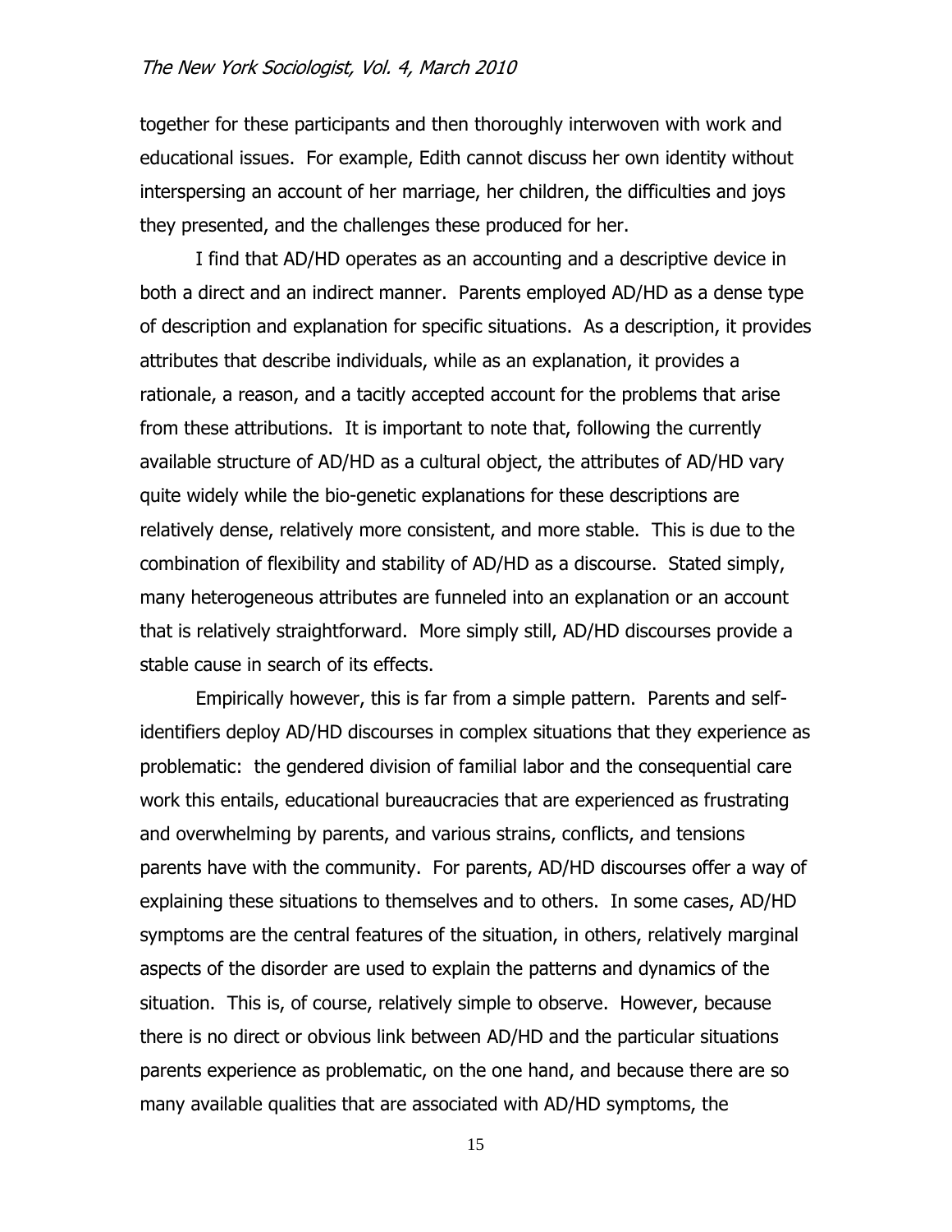together for these participants and then thoroughly interwoven with work and educational issues. For example, Edith cannot discuss her own identity without interspersing an account of her marriage, her children, the difficulties and joys they presented, and the challenges these produced for her.

I find that AD/HD operates as an accounting and a descriptive device in both a direct and an indirect manner. Parents employed AD/HD as a dense type of description and explanation for specific situations. As a description, it provides attributes that describe individuals, while as an explanation, it provides a rationale, a reason, and a tacitly accepted account for the problems that arise from these attributions. It is important to note that, following the currently available structure of AD/HD as a cultural object, the attributes of AD/HD vary quite widely while the bio-genetic explanations for these descriptions are relatively dense, relatively more consistent, and more stable. This is due to the combination of flexibility and stability of AD/HD as a discourse. Stated simply, many heterogeneous attributes are funneled into an explanation or an account that is relatively straightforward. More simply still, AD/HD discourses provide a stable cause in search of its effects.

Empirically however, this is far from a simple pattern. Parents and self-identifiers deploy AD/HD discourses in complex situations that they experience as problematic: the gendered division of familial labor and the consequential care work this entails, educational bureaucracies that are experienced as frustrating and overwhelming by parents, and various strains, conflicts, and tensions parents have with the community. For parents, AD/HD discourses offer a way of explaining these situations to themselves and to others. In some cases, AD/HD symptoms are the central features of the situation, in others, relatively marginal aspects of the disorder are used to explain the patterns and dynamics of the situation. This is, of course, relatively simple to observe. However, because there is no direct or obvious link between AD/HD and the particular situations parents experience as problematic, on the one hand, and because there are so many available qualities that are associated with AD/HD symptoms, the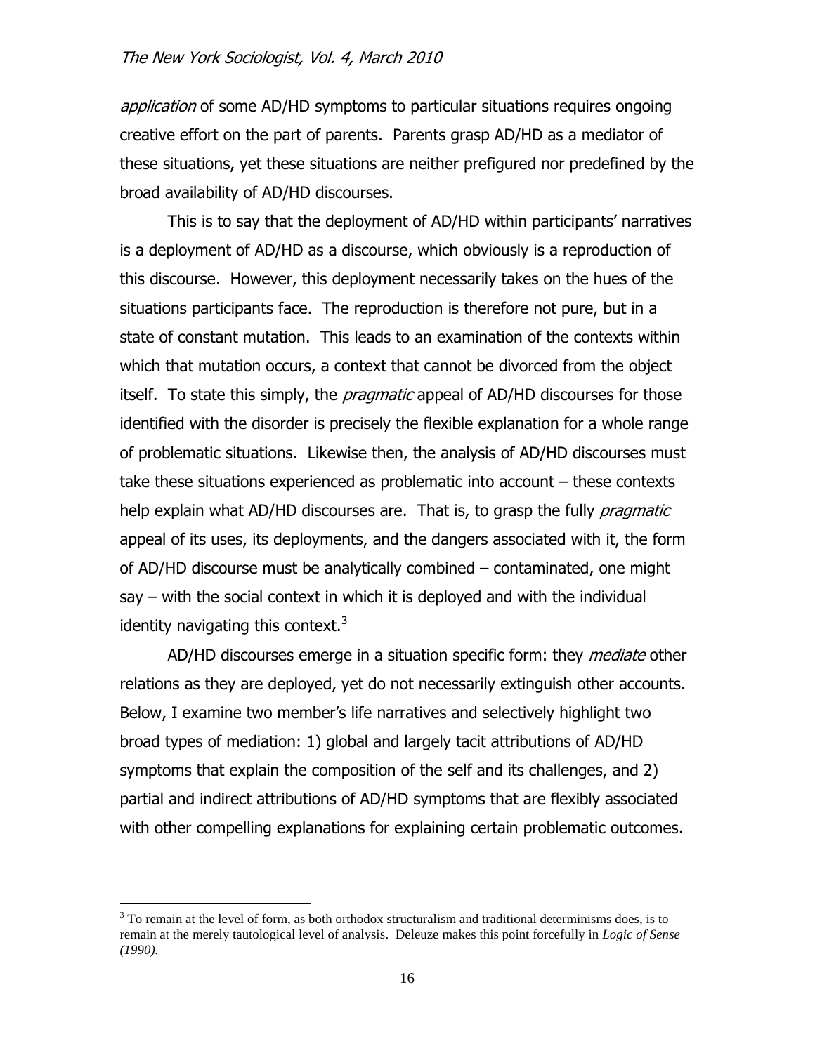*application* of some AD/HD symptoms to particular situations requires ongoing creative effort on the part of parents. Parents grasp AD/HD as a mediator of these situations, yet these situations are neither prefigured nor predefined by the broad availability of AD/HD discourses.

This is to say that the deployment of AD/HD within participants' narratives is a deployment of AD/HD as a discourse, which obviously is a reproduction of this discourse. However, this deployment necessarily takes on the hues of the situations participants face. The reproduction is therefore not pure, but in a state of constant mutation. This leads to an examination of the contexts within which that mutation occurs, a context that cannot be divorced from the object itself. To state this simply, the *pragmatic* appeal of AD/HD discourses for those identified with the disorder is precisely the flexible explanation for a whole range of problematic situations. Likewise then, the analysis of AD/HD discourses must take these situations experienced as problematic into account – these contexts help explain what AD/HD discourses are. That is, to grasp the fully *pragmatic* appeal of its uses, its deployments, and the dangers associated with it, the form of AD/HD discourse must be analytically combined – contaminated, one might say – with the social context in which it is deployed and with the individual identity navigating this context.[3]

AD/HD discourses emerge in a situation specific form: they *mediate* other relations as they are deployed, yet do not necessarily extinguish other accounts. Below, I examine two member's life narratives and selectively highlight two broad types of mediation: 1) global and largely tacit attributions of AD/HD symptoms that explain the composition of the self and its challenges, and 2) partial and indirect attributions of AD/HD symptoms that are flexibly associated with other compelling explanations for explaining certain problematic outcomes.

[3] To remain at the level of form, as both orthodox structuralism and traditional determinisms does, is to remain at the merely tautological level of analysis. Deleuze makes this point forcefully in *Logic of Sense (1990).*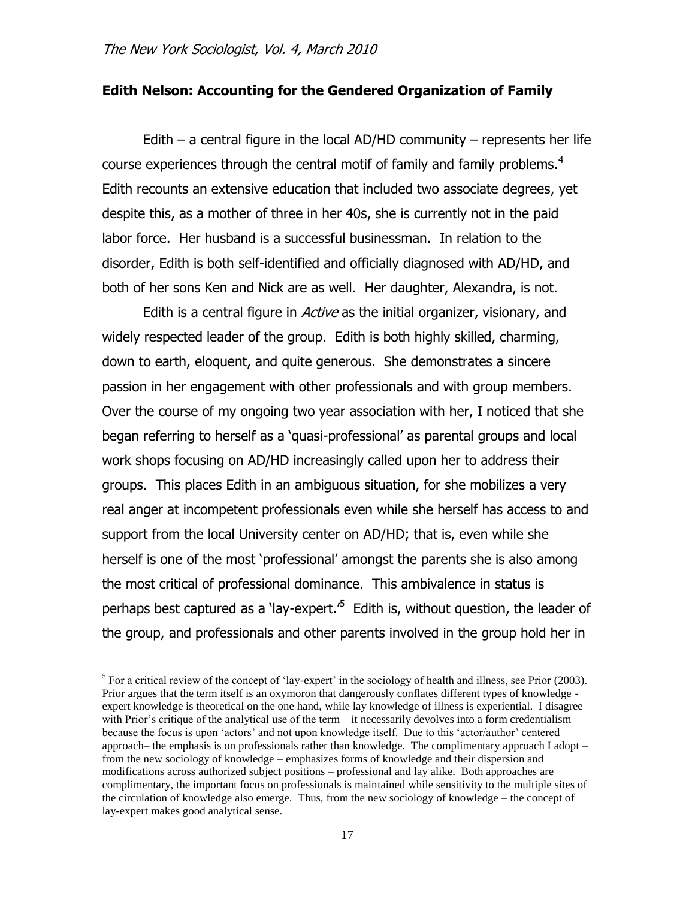## Edith Nelson: Accounting for the Gendered Organization of Family

Edith – a central figure in the local AD/HD community – represents her life course experiences through the central motif of family and family problems.[4] Edith recounts an extensive education that included two associate degrees, yet despite this, as a mother of three in her 40s, she is currently not in the paid labor force. Her husband is a successful businessman. In relation to the disorder, Edith is both self-identified and officially diagnosed with AD/HD, and both of her sons Ken and Nick are as well. Her daughter, Alexandra, is not.

Edith is a central figure in *Active* as the initial organizer, visionary, and widely respected leader of the group. Edith is both highly skilled, charming, down to earth, eloquent, and quite generous. She demonstrates a sincere passion in her engagement with other professionals and with group members. Over the course of my ongoing two year association with her, I noticed that she began referring to herself as a 'quasi-professional' as parental groups and local work shops focusing on AD/HD increasingly called upon her to address their groups. This places Edith in an ambiguous situation, for she mobilizes a very real anger at incompetent professionals even while she herself has access to and support from the local University center on AD/HD; that is, even while she herself is one of the most 'professional' amongst the parents she is also among the most critical of professional dominance. This ambivalence in status is perhaps best captured as a 'lay-expert.'[5] Edith is, without question, the leader of the group, and professionals and other parents involved in the group hold her in

---

[5] For a critical review of the concept of 'lay-expert' in the sociology of health and illness, see Prior (2003). Prior argues that the term itself is an oxymoron that dangerously conflates different types of knowledge - expert knowledge is theoretical on the one hand, while lay knowledge of illness is experiential. I disagree with Prior's critique of the analytical use of the term – it necessarily devolves into a form credentialism because the focus is upon 'actors' and not upon knowledge itself. Due to this 'actor/author' centered approach– the emphasis is on professionals rather than knowledge. The complimentary approach I adopt – from the new sociology of knowledge – emphasizes forms of knowledge and their dispersion and modifications across authorized subject positions – professional and lay alike. Both approaches are complimentary, the important focus on professionals is maintained while sensitivity to the multiple sites of the circulation of knowledge also emerge. Thus, from the new sociology of knowledge – the concept of lay-expert makes good analytical sense.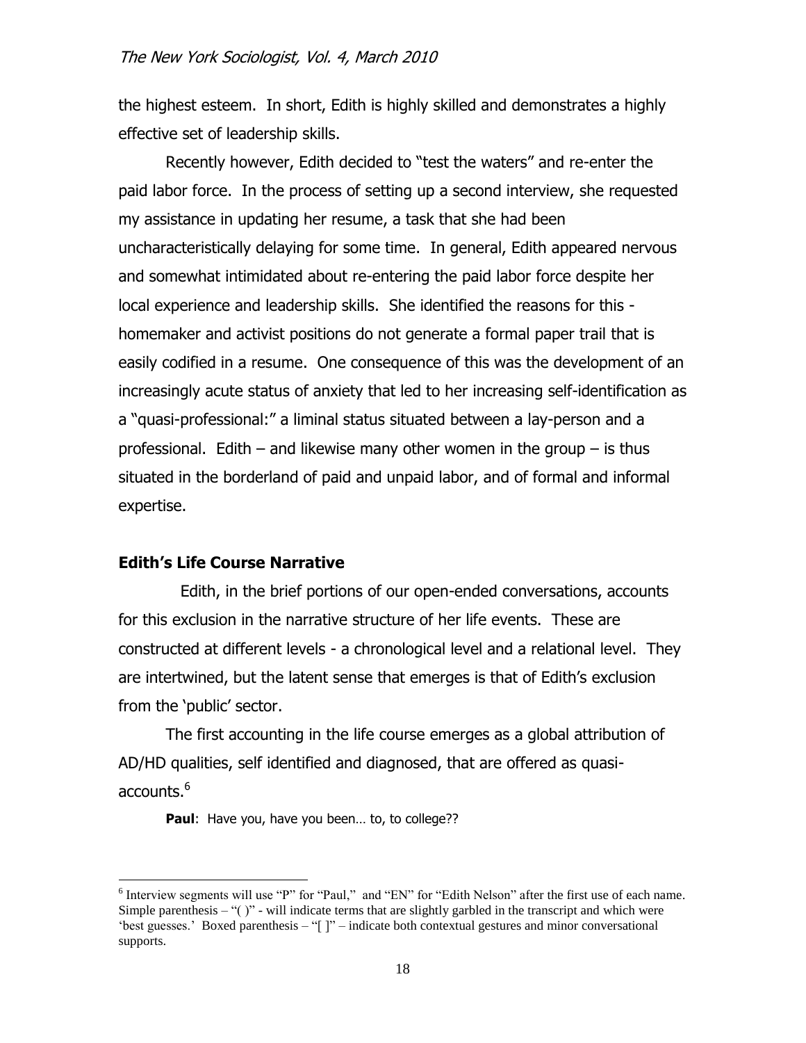the highest esteem. In short, Edith is highly skilled and demonstrates a highly effective set of leadership skills.

Recently however, Edith decided to "test the waters" and re-enter the paid labor force. In the process of setting up a second interview, she requested my assistance in updating her resume, a task that she had been uncharacteristically delaying for some time. In general, Edith appeared nervous and somewhat intimidated about re-entering the paid labor force despite her local experience and leadership skills. She identified the reasons for this - homemaker and activist positions do not generate a formal paper trail that is easily codified in a resume. One consequence of this was the development of an increasingly acute status of anxiety that led to her increasing self-identification as a "quasi-professional:" a liminal status situated between a lay-person and a professional. Edith – and likewise many other women in the group – is thus situated in the borderland of paid and unpaid labor, and of formal and informal expertise.

### Edith's Life Course Narrative

Edith, in the brief portions of our open-ended conversations, accounts for this exclusion in the narrative structure of her life events. These are constructed at different levels - a chronological level and a relational level. They are intertwined, but the latent sense that emerges is that of Edith's exclusion from the 'public' sector.

The first accounting in the life course emerges as a global attribution of AD/HD qualities, self identified and diagnosed, that are offered as quasi-accounts.[6]

**Paul**: Have you, have you been… to, to college??

[6] Interview segments will use "P" for "Paul," and "EN" for "Edith Nelson" after the first use of each name. Simple parenthesis – "( )" - will indicate terms that are slightly garbled in the transcript and which were 'best guesses.' Boxed parenthesis – "[ ]" – indicate both contextual gestures and minor conversational supports.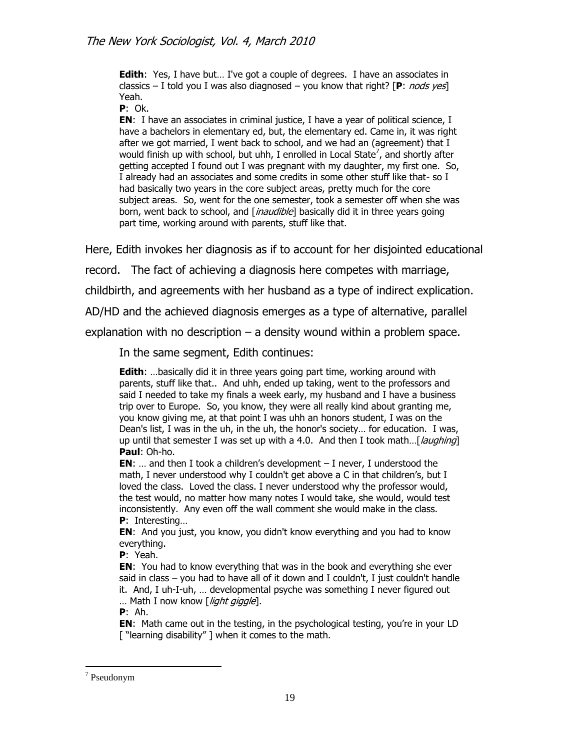> **Edith**: Yes, I have but… I've got a couple of degrees. I have an associates in classics – I told you I was also diagnosed – you know that right? [**P**: *nods yes*] Yeah.
>
> **P**: Ok.
>
> **EN**: I have an associates in criminal justice, I have a year of political science, I have a bachelors in elementary ed, but, the elementary ed. Came in, it was right after we got married, I went back to school, and we had an (agreement) that I would finish up with school, but uhh, I enrolled in Local State[7], and shortly after getting accepted I found out I was pregnant with my daughter, my first one. So, I already had an associates and some credits in some other stuff like that- so I had basically two years in the core subject areas, pretty much for the core subject areas. So, went for the one semester, took a semester off when she was born, went back to school, and [*inaudible*] basically did it in three years going part time, working around with parents, stuff like that.

Here, Edith invokes her diagnosis as if to account for her disjointed educational record. The fact of achieving a diagnosis here competes with marriage, childbirth, and agreements with her husband as a type of indirect explication. AD/HD and the achieved diagnosis emerges as a type of alternative, parallel explanation with no description – a density wound within a problem space.

In the same segment, Edith continues:

> **Edith**: …basically did it in three years going part time, working around with parents, stuff like that.. And uhh, ended up taking, went to the professors and said I needed to take my finals a week early, my husband and I have a business trip over to Europe. So, you know, they were all really kind about granting me, you know giving me, at that point I was uhh an honors student, I was on the Dean's list, I was in the uh, in the uh, the honor's society… for education. I was, up until that semester I was set up with a 4.0. And then I took math…[*laughing*]
>
> **Paul**: Oh-ho.
>
> **EN**: … and then I took a children's development – I never, I understood the math, I never understood why I couldn't get above a C in that children's, but I loved the class. Loved the class. I never understood why the professor would, the test would, no matter how many notes I would take, she would, would test inconsistently. Any even off the wall comment she would make in the class.
>
> **P**: Interesting…
>
> **EN**: And you just, you know, you didn't know everything and you had to know everything.
>
> **P**: Yeah.
>
> **EN**: You had to know everything that was in the book and everything she ever said in class – you had to have all of it down and I couldn't, I just couldn't handle it. And, I uh-I-uh, … developmental psyche was something I never figured out … Math I now know [*light giggle*].
>
> **P**: Ah.
>
> **EN**: Math came out in the testing, in the psychological testing, you're in your LD [ "learning disability" ] when it comes to the math.

---

[7] Pseudonym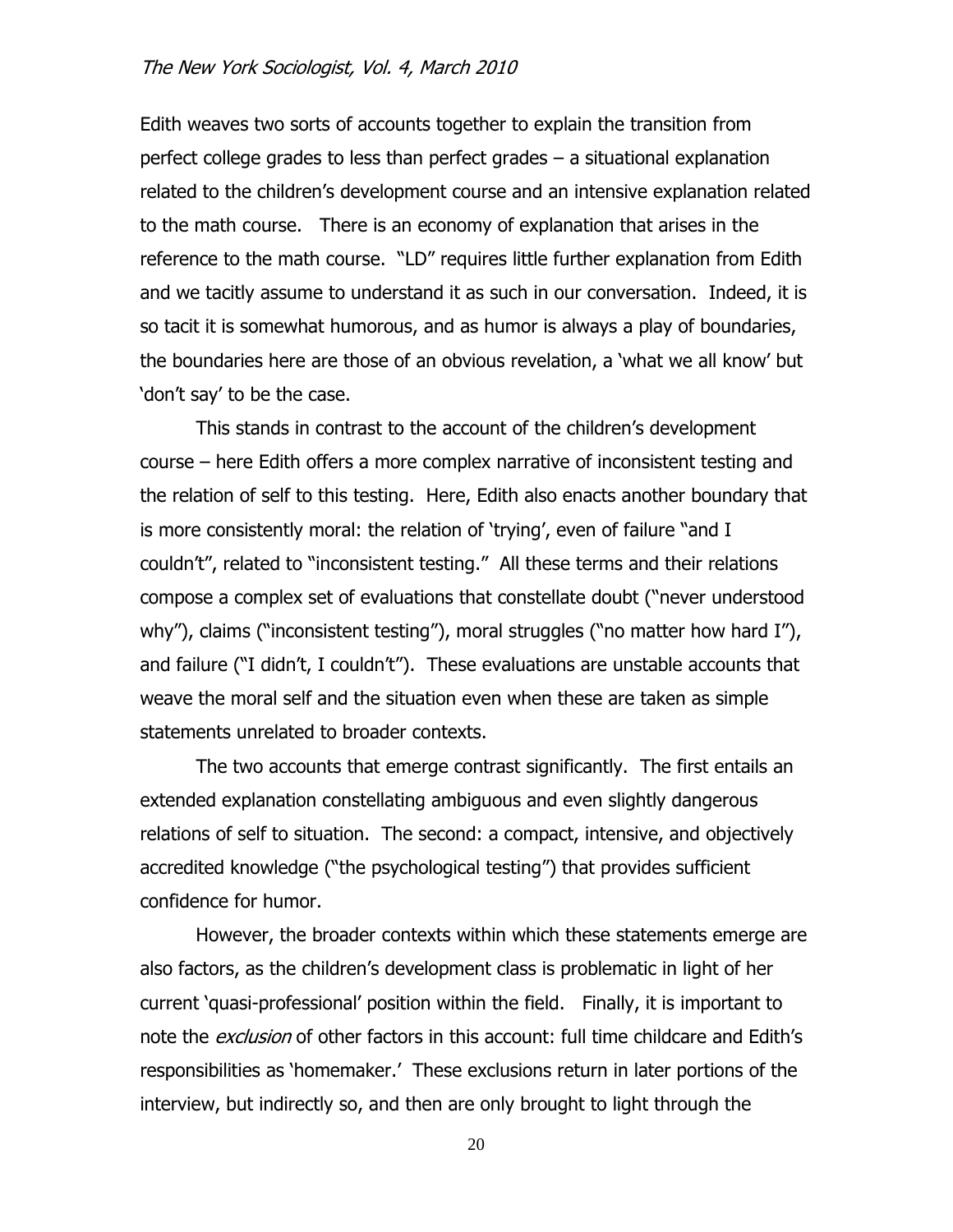Edith weaves two sorts of accounts together to explain the transition from perfect college grades to less than perfect grades – a situational explanation related to the children's development course and an intensive explanation related to the math course. There is an economy of explanation that arises in the reference to the math course. "LD" requires little further explanation from Edith and we tacitly assume to understand it as such in our conversation. Indeed, it is so tacit it is somewhat humorous, and as humor is always a play of boundaries, the boundaries here are those of an obvious revelation, a 'what we all know' but 'don't say' to be the case.

This stands in contrast to the account of the children's development course – here Edith offers a more complex narrative of inconsistent testing and the relation of self to this testing. Here, Edith also enacts another boundary that is more consistently moral: the relation of 'trying', even of failure "and I couldn't", related to "inconsistent testing." All these terms and their relations compose a complex set of evaluations that constellate doubt ("never understood why"), claims ("inconsistent testing"), moral struggles ("no matter how hard I"), and failure ("I didn't, I couldn't"). These evaluations are unstable accounts that weave the moral self and the situation even when these are taken as simple statements unrelated to broader contexts.

The two accounts that emerge contrast significantly. The first entails an extended explanation constellating ambiguous and even slightly dangerous relations of self to situation. The second: a compact, intensive, and objectively accredited knowledge ("the psychological testing") that provides sufficient confidence for humor.

However, the broader contexts within which these statements emerge are also factors, as the children's development class is problematic in light of her current 'quasi-professional' position within the field. Finally, it is important to note the *exclusion* of other factors in this account: full time childcare and Edith's responsibilities as 'homemaker.' These exclusions return in later portions of the interview, but indirectly so, and then are only brought to light through the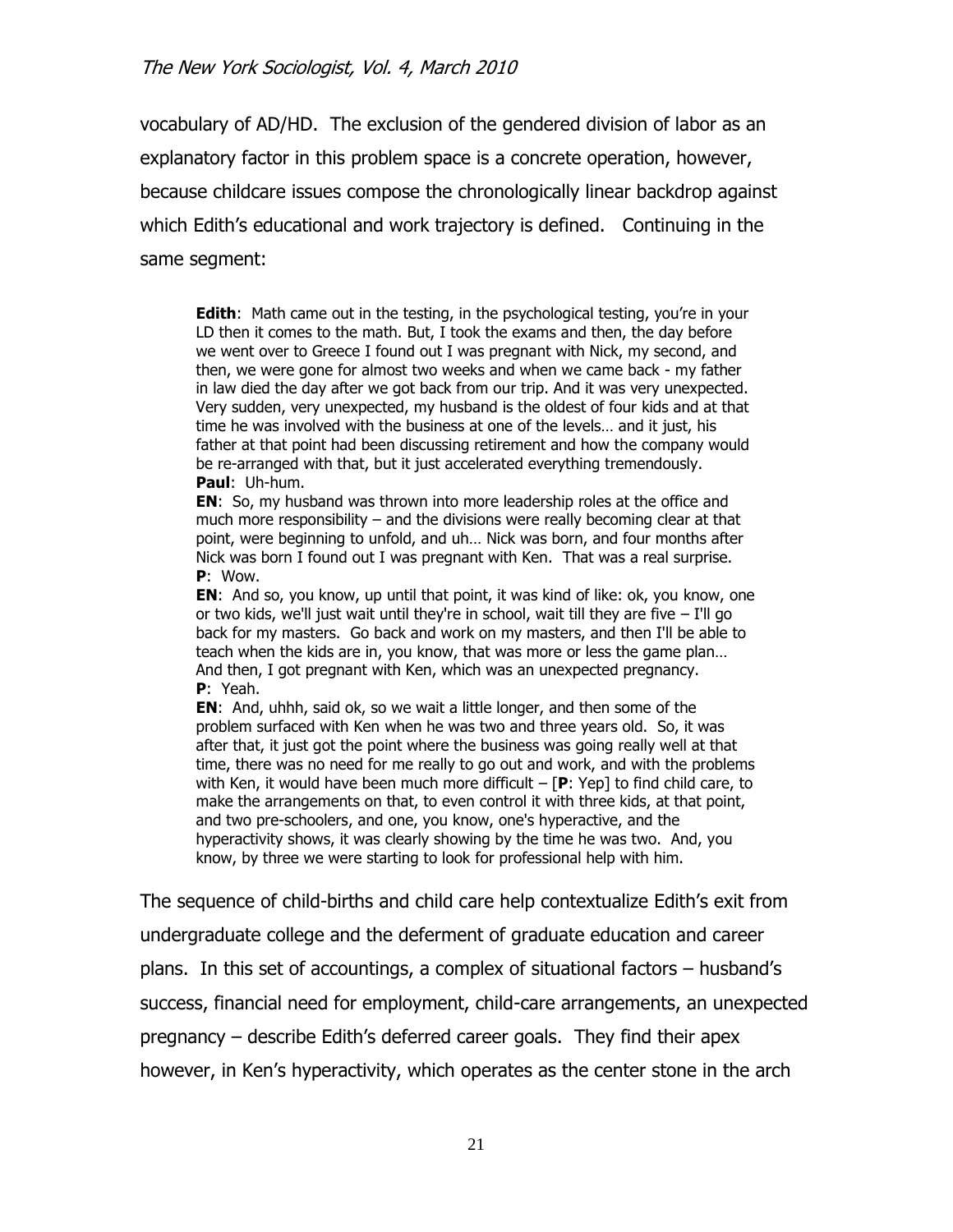vocabulary of AD/HD. The exclusion of the gendered division of labor as an explanatory factor in this problem space is a concrete operation, however, because childcare issues compose the chronologically linear backdrop against which Edith's educational and work trajectory is defined. Continuing in the same segment:

> **Edith**: Math came out in the testing, in the psychological testing, you're in your LD then it comes to the math. But, I took the exams and then, the day before we went over to Greece I found out I was pregnant with Nick, my second, and then, we were gone for almost two weeks and when we came back - my father in law died the day after we got back from our trip. And it was very unexpected. Very sudden, very unexpected, my husband is the oldest of four kids and at that time he was involved with the business at one of the levels… and it just, his father at that point had been discussing retirement and how the company would be re-arranged with that, but it just accelerated everything tremendously.
> **Paul**: Uh-hum.
> **EN**: So, my husband was thrown into more leadership roles at the office and much more responsibility – and the divisions were really becoming clear at that point, were beginning to unfold, and uh… Nick was born, and four months after Nick was born I found out I was pregnant with Ken. That was a real surprise.
> **P**: Wow.
> **EN**: And so, you know, up until that point, it was kind of like: ok, you know, one or two kids, we'll just wait until they're in school, wait till they are five – I'll go back for my masters. Go back and work on my masters, and then I'll be able to teach when the kids are in, you know, that was more or less the game plan… And then, I got pregnant with Ken, which was an unexpected pregnancy.
> **P**: Yeah.
> **EN**: And, uhhh, said ok, so we wait a little longer, and then some of the problem surfaced with Ken when he was two and three years old. So, it was after that, it just got the point where the business was going really well at that time, there was no need for me really to go out and work, and with the problems with Ken, it would have been much more difficult – [**P**: Yep] to find child care, to make the arrangements on that, to even control it with three kids, at that point, and two pre-schoolers, and one, you know, one's hyperactive, and the hyperactivity shows, it was clearly showing by the time he was two. And, you know, by three we were starting to look for professional help with him.

The sequence of child-births and child care help contextualize Edith's exit from undergraduate college and the deferment of graduate education and career plans. In this set of accountings, a complex of situational factors – husband's success, financial need for employment, child-care arrangements, an unexpected pregnancy – describe Edith's deferred career goals. They find their apex however, in Ken's hyperactivity, which operates as the center stone in the arch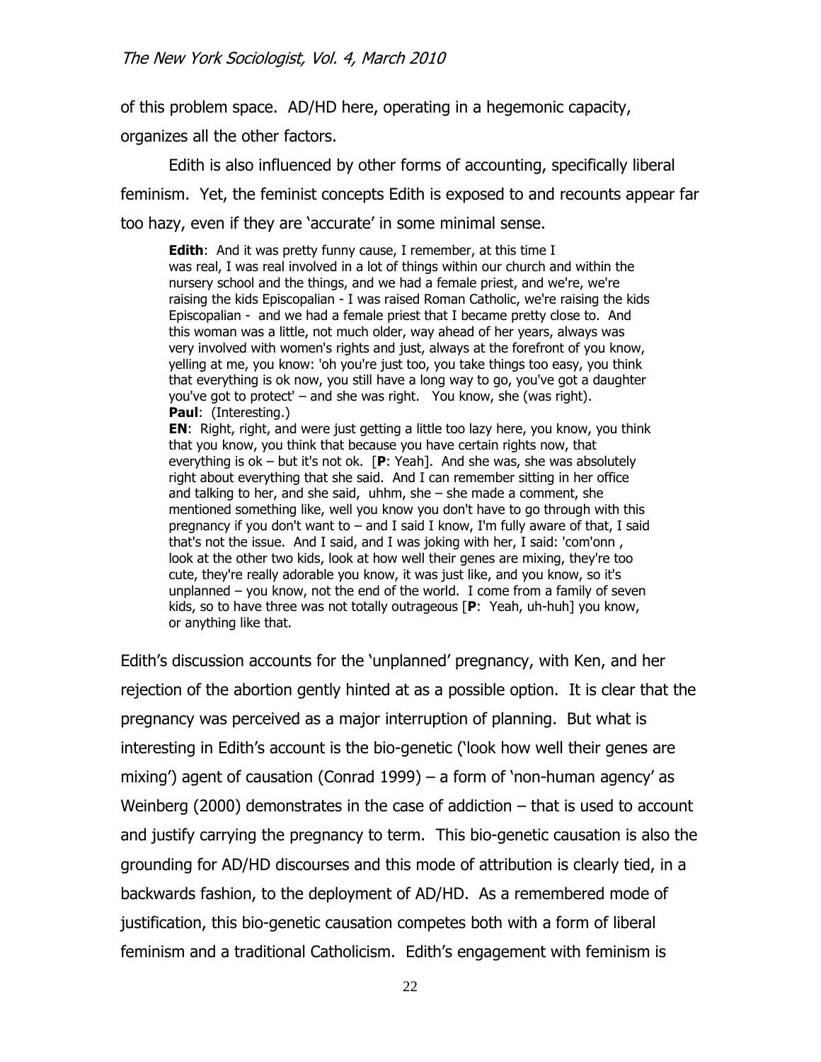of this problem space. AD/HD here, operating in a hegemonic capacity, organizes all the other factors.

Edith is also influenced by other forms of accounting, specifically liberal feminism. Yet, the feminist concepts Edith is exposed to and recounts appear far too hazy, even if they are 'accurate' in some minimal sense.

> **Edith**: And it was pretty funny cause, I remember, at this time I was real, I was real involved in a lot of things within our church and within the nursery school and the things, and we had a female priest, and we're, we're raising the kids Episcopalian - I was raised Roman Catholic, we're raising the kids Episcopalian - and we had a female priest that I became pretty close to. And this woman was a little, not much older, way ahead of her years, always was very involved with women's rights and just, always at the forefront of you know, yelling at me, you know: 'oh you're just too, you take things too easy, you think that everything is ok now, you still have a long way to go, you've got a daughter you've got to protect' – and she was right. You know, she (was right).
> **Paul**: (Interesting.)
> **EN**: Right, right, and were just getting a little too lazy here, you know, you think that you know, you think that because you have certain rights now, that everything is ok – but it's not ok. [**P**: Yeah]. And she was, she was absolutely right about everything that she said. And I can remember sitting in her office and talking to her, and she said, uhhm, she – she made a comment, she mentioned something like, well you know you don't have to go through with this pregnancy if you don't want to – and I said I know, I'm fully aware of that, I said that's not the issue. And I said, and I was joking with her, I said: 'com'onn , look at the other two kids, look at how well their genes are mixing, they're too cute, they're really adorable you know, it was just like, and you know, so it's unplanned – you know, not the end of the world. I come from a family of seven kids, so to have three was not totally outrageous [**P**: Yeah, uh-huh] you know, or anything like that.

Edith's discussion accounts for the 'unplanned' pregnancy, with Ken, and her rejection of the abortion gently hinted at as a possible option. It is clear that the pregnancy was perceived as a major interruption of planning. But what is interesting in Edith's account is the bio-genetic ('look how well their genes are mixing') agent of causation (Conrad 1999) – a form of 'non-human agency' as Weinberg (2000) demonstrates in the case of addiction – that is used to account and justify carrying the pregnancy to term. This bio-genetic causation is also the grounding for AD/HD discourses and this mode of attribution is clearly tied, in a backwards fashion, to the deployment of AD/HD. As a remembered mode of justification, this bio-genetic causation competes both with a form of liberal feminism and a traditional Catholicism. Edith's engagement with feminism is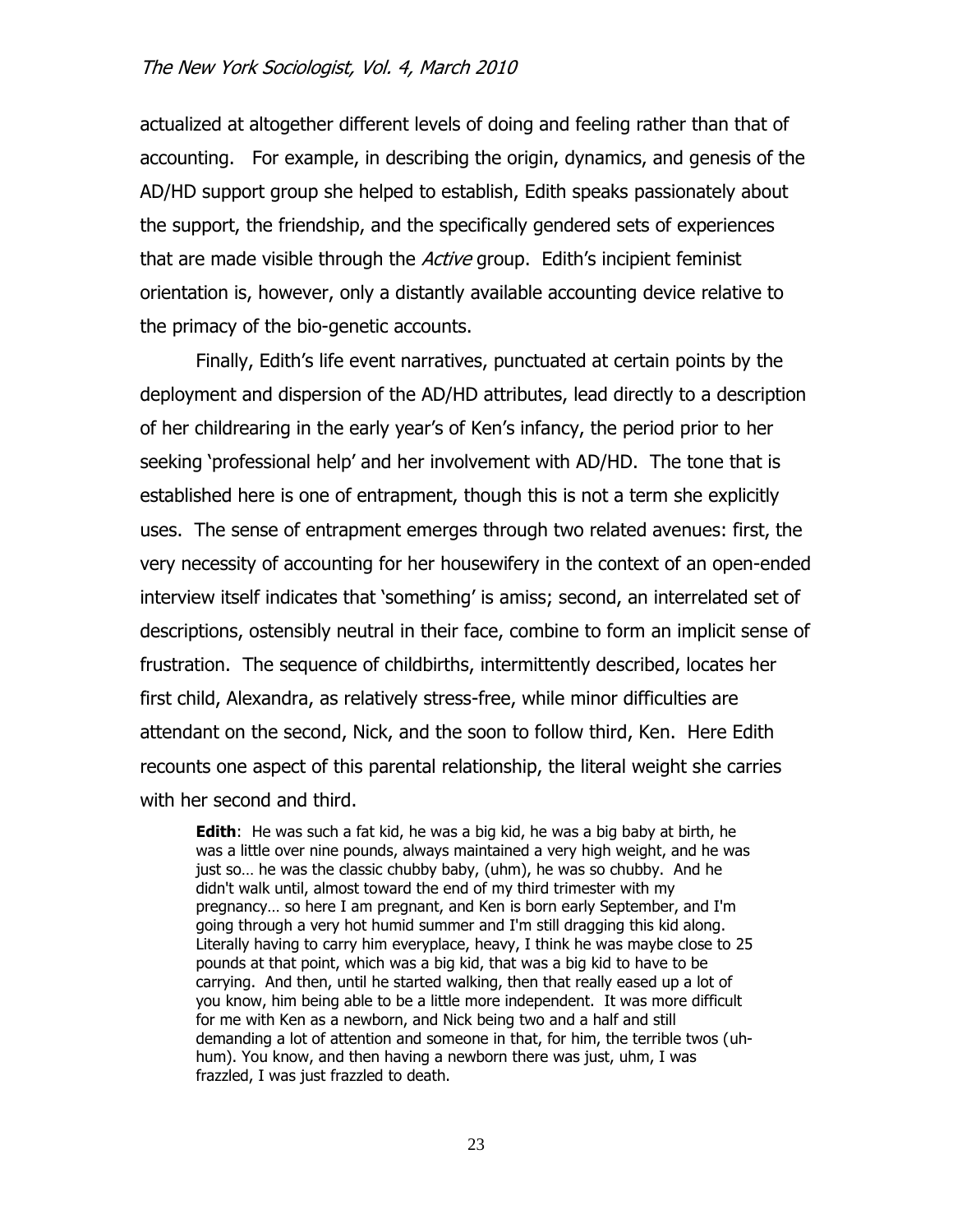actualized at altogether different levels of doing and feeling rather than that of accounting. For example, in describing the origin, dynamics, and genesis of the AD/HD support group she helped to establish, Edith speaks passionately about the support, the friendship, and the specifically gendered sets of experiences that are made visible through the *Active* group. Edith's incipient feminist orientation is, however, only a distantly available accounting device relative to the primacy of the bio-genetic accounts.

Finally, Edith's life event narratives, punctuated at certain points by the deployment and dispersion of the AD/HD attributes, lead directly to a description of her childrearing in the early year's of Ken's infancy, the period prior to her seeking 'professional help' and her involvement with AD/HD. The tone that is established here is one of entrapment, though this is not a term she explicitly uses. The sense of entrapment emerges through two related avenues: first, the very necessity of accounting for her housewifery in the context of an open-ended interview itself indicates that 'something' is amiss; second, an interrelated set of descriptions, ostensibly neutral in their face, combine to form an implicit sense of frustration. The sequence of childbirths, intermittently described, locates her first child, Alexandra, as relatively stress-free, while minor difficulties are attendant on the second, Nick, and the soon to follow third, Ken. Here Edith recounts one aspect of this parental relationship, the literal weight she carries with her second and third.

> **Edith**: He was such a fat kid, he was a big kid, he was a big baby at birth, he was a little over nine pounds, always maintained a very high weight, and he was just so… he was the classic chubby baby, (uhm), he was so chubby. And he didn't walk until, almost toward the end of my third trimester with my pregnancy… so here I am pregnant, and Ken is born early September, and I'm going through a very hot humid summer and I'm still dragging this kid along. Literally having to carry him everyplace, heavy, I think he was maybe close to 25 pounds at that point, which was a big kid, that was a big kid to have to be carrying. And then, until he started walking, then that really eased up a lot of you know, him being able to be a little more independent. It was more difficult for me with Ken as a newborn, and Nick being two and a half and still demanding a lot of attention and someone in that, for him, the terrible twos (uh-hum). You know, and then having a newborn there was just, uhm, I was frazzled, I was just frazzled to death.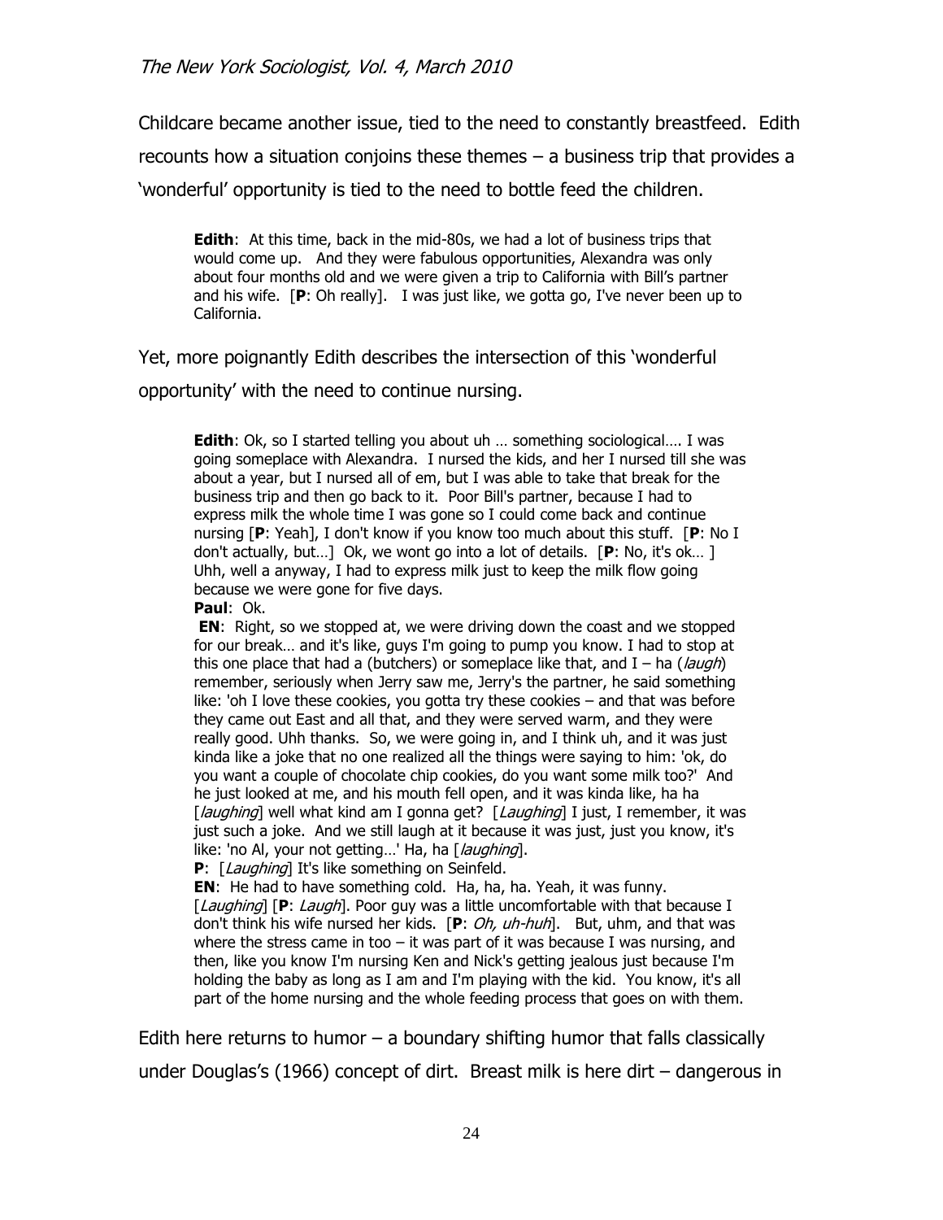Childcare became another issue, tied to the need to constantly breastfeed. Edith recounts how a situation conjoins these themes – a business trip that provides a 'wonderful' opportunity is tied to the need to bottle feed the children.

> **Edith**: At this time, back in the mid-80s, we had a lot of business trips that would come up. And they were fabulous opportunities, Alexandra was only about four months old and we were given a trip to California with Bill's partner and his wife. [**P**: Oh really]. I was just like, we gotta go, I've never been up to California.

Yet, more poignantly Edith describes the intersection of this 'wonderful opportunity' with the need to continue nursing.

> **Edith**: Ok, so I started telling you about uh … something sociological…. I was going someplace with Alexandra. I nursed the kids, and her I nursed till she was about a year, but I nursed all of em, but I was able to take that break for the business trip and then go back to it. Poor Bill's partner, because I had to express milk the whole time I was gone so I could come back and continue nursing [**P**: Yeah], I don't know if you know too much about this stuff. [**P**: No I don't actually, but…] Ok, we wont go into a lot of details. [**P**: No, it's ok… ] Uhh, well a anyway, I had to express milk just to keep the milk flow going because we were gone for five days.
>
> **Paul**: Ok.
>
> **EN**: Right, so we stopped at, we were driving down the coast and we stopped for our break… and it's like, guys I'm going to pump you know. I had to stop at this one place that had a (butchers) or someplace like that, and I – ha (*laugh*) remember, seriously when Jerry saw me, Jerry's the partner, he said something like: 'oh I love these cookies, you gotta try these cookies – and that was before they came out East and all that, and they were served warm, and they were really good. Uhh thanks. So, we were going in, and I think uh, and it was just kinda like a joke that no one realized all the things were saying to him: 'ok, do you want a couple of chocolate chip cookies, do you want some milk too?' And he just looked at me, and his mouth fell open, and it was kinda like, ha ha [*laughing*] well what kind am I gonna get? [*Laughing*] I just, I remember, it was just such a joke. And we still laugh at it because it was just, just you know, it's like: 'no Al, your not getting…' Ha, ha [*laughing*].
>
> **P**: [*Laughing*] It's like something on Seinfeld.
>
> **EN**: He had to have something cold. Ha, ha, ha. Yeah, it was funny. [*Laughing*] [**P**: *Laugh*]. Poor guy was a little uncomfortable with that because I don't think his wife nursed her kids. [**P**: *Oh, uh-huh*]. But, uhm, and that was where the stress came in too – it was part of it was because I was nursing, and then, like you know I'm nursing Ken and Nick's getting jealous just because I'm holding the baby as long as I am and I'm playing with the kid. You know, it's all part of the home nursing and the whole feeding process that goes on with them.

Edith here returns to humor – a boundary shifting humor that falls classically under Douglas's (1966) concept of dirt. Breast milk is here dirt – dangerous in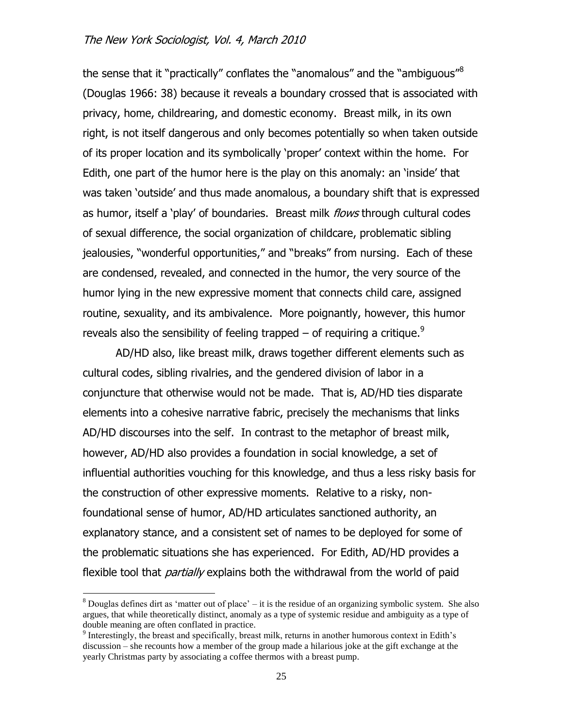the sense that it "practically" conflates the "anomalous" and the "ambiguous"[8] (Douglas 1966: 38) because it reveals a boundary crossed that is associated with privacy, home, childrearing, and domestic economy. Breast milk, in its own right, is not itself dangerous and only becomes potentially so when taken outside of its proper location and its symbolically 'proper' context within the home. For Edith, one part of the humor here is the play on this anomaly: an 'inside' that was taken 'outside' and thus made anomalous, a boundary shift that is expressed as humor, itself a 'play' of boundaries. Breast milk *flows* through cultural codes of sexual difference, the social organization of childcare, problematic sibling jealousies, "wonderful opportunities," and "breaks" from nursing. Each of these are condensed, revealed, and connected in the humor, the very source of the humor lying in the new expressive moment that connects child care, assigned routine, sexuality, and its ambivalence. More poignantly, however, this humor reveals also the sensibility of feeling trapped – of requiring a critique.[9]

AD/HD also, like breast milk, draws together different elements such as cultural codes, sibling rivalries, and the gendered division of labor in a conjuncture that otherwise would not be made. That is, AD/HD ties disparate elements into a cohesive narrative fabric, precisely the mechanisms that links AD/HD discourses into the self. In contrast to the metaphor of breast milk, however, AD/HD also provides a foundation in social knowledge, a set of influential authorities vouching for this knowledge, and thus a less risky basis for the construction of other expressive moments. Relative to a risky, non-foundational sense of humor, AD/HD articulates sanctioned authority, an explanatory stance, and a consistent set of names to be deployed for some of the problematic situations she has experienced. For Edith, AD/HD provides a flexible tool that *partially* explains both the withdrawal from the world of paid

[8] Douglas defines dirt as 'matter out of place' – it is the residue of an organizing symbolic system. She also argues, that while theoretically distinct, anomaly as a type of systemic residue and ambiguity as a type of double meaning are often conflated in practice.

[9] Interestingly, the breast and specifically, breast milk, returns in another humorous context in Edith's discussion – she recounts how a member of the group made a hilarious joke at the gift exchange at the yearly Christmas party by associating a coffee thermos with a breast pump.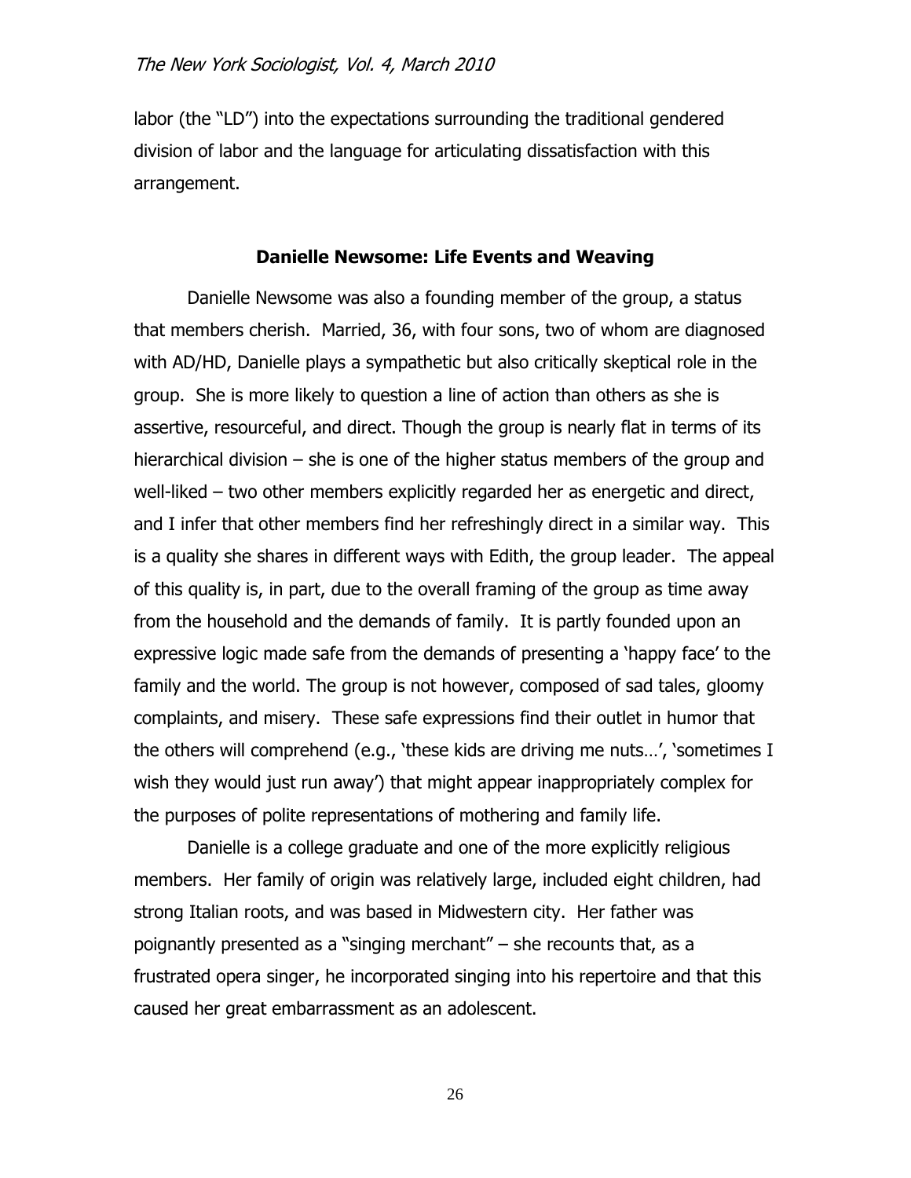labor (the "LD") into the expectations surrounding the traditional gendered division of labor and the language for articulating dissatisfaction with this arrangement.

## Danielle Newsome: Life Events and Weaving

Danielle Newsome was also a founding member of the group, a status that members cherish. Married, 36, with four sons, two of whom are diagnosed with AD/HD, Danielle plays a sympathetic but also critically skeptical role in the group. She is more likely to question a line of action than others as she is assertive, resourceful, and direct. Though the group is nearly flat in terms of its hierarchical division – she is one of the higher status members of the group and well-liked – two other members explicitly regarded her as energetic and direct, and I infer that other members find her refreshingly direct in a similar way. This is a quality she shares in different ways with Edith, the group leader. The appeal of this quality is, in part, due to the overall framing of the group as time away from the household and the demands of family. It is partly founded upon an expressive logic made safe from the demands of presenting a 'happy face' to the family and the world. The group is not however, composed of sad tales, gloomy complaints, and misery. These safe expressions find their outlet in humor that the others will comprehend (e.g., 'these kids are driving me nuts…', 'sometimes I wish they would just run away') that might appear inappropriately complex for the purposes of polite representations of mothering and family life.

Danielle is a college graduate and one of the more explicitly religious members. Her family of origin was relatively large, included eight children, had strong Italian roots, and was based in Midwestern city. Her father was poignantly presented as a "singing merchant" – she recounts that, as a frustrated opera singer, he incorporated singing into his repertoire and that this caused her great embarrassment as an adolescent.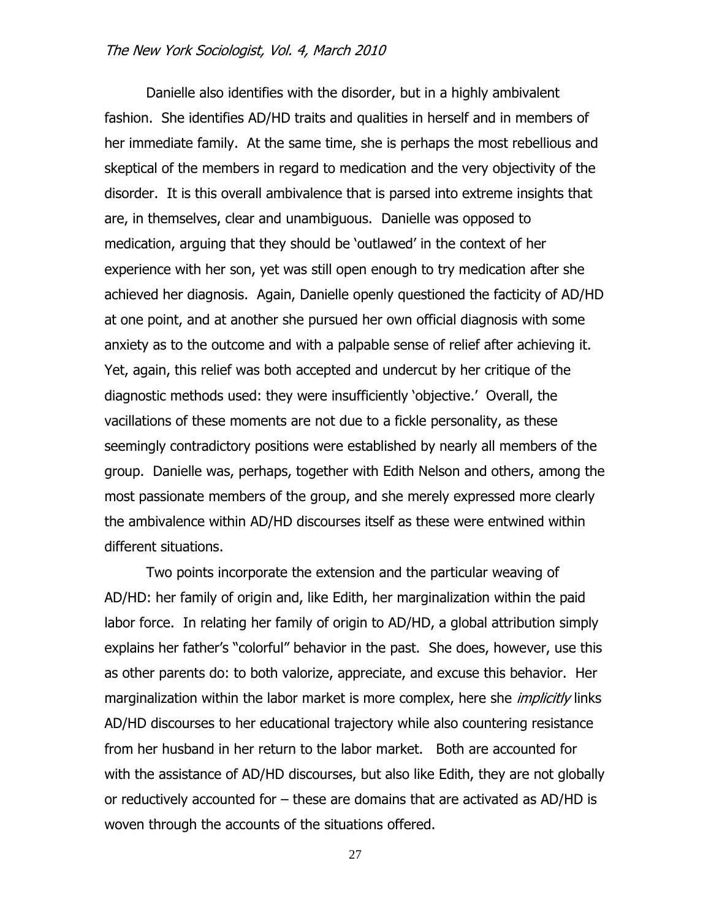Danielle also identifies with the disorder, but in a highly ambivalent fashion. She identifies AD/HD traits and qualities in herself and in members of her immediate family. At the same time, she is perhaps the most rebellious and skeptical of the members in regard to medication and the very objectivity of the disorder. It is this overall ambivalence that is parsed into extreme insights that are, in themselves, clear and unambiguous. Danielle was opposed to medication, arguing that they should be 'outlawed' in the context of her experience with her son, yet was still open enough to try medication after she achieved her diagnosis. Again, Danielle openly questioned the facticity of AD/HD at one point, and at another she pursued her own official diagnosis with some anxiety as to the outcome and with a palpable sense of relief after achieving it. Yet, again, this relief was both accepted and undercut by her critique of the diagnostic methods used: they were insufficiently 'objective.' Overall, the vacillations of these moments are not due to a fickle personality, as these seemingly contradictory positions were established by nearly all members of the group. Danielle was, perhaps, together with Edith Nelson and others, among the most passionate members of the group, and she merely expressed more clearly the ambivalence within AD/HD discourses itself as these were entwined within different situations.

Two points incorporate the extension and the particular weaving of AD/HD: her family of origin and, like Edith, her marginalization within the paid labor force. In relating her family of origin to AD/HD, a global attribution simply explains her father's "colorful" behavior in the past. She does, however, use this as other parents do: to both valorize, appreciate, and excuse this behavior. Her marginalization within the labor market is more complex, here she *implicitly* links AD/HD discourses to her educational trajectory while also countering resistance from her husband in her return to the labor market. Both are accounted for with the assistance of AD/HD discourses, but also like Edith, they are not globally or reductively accounted for – these are domains that are activated as AD/HD is woven through the accounts of the situations offered.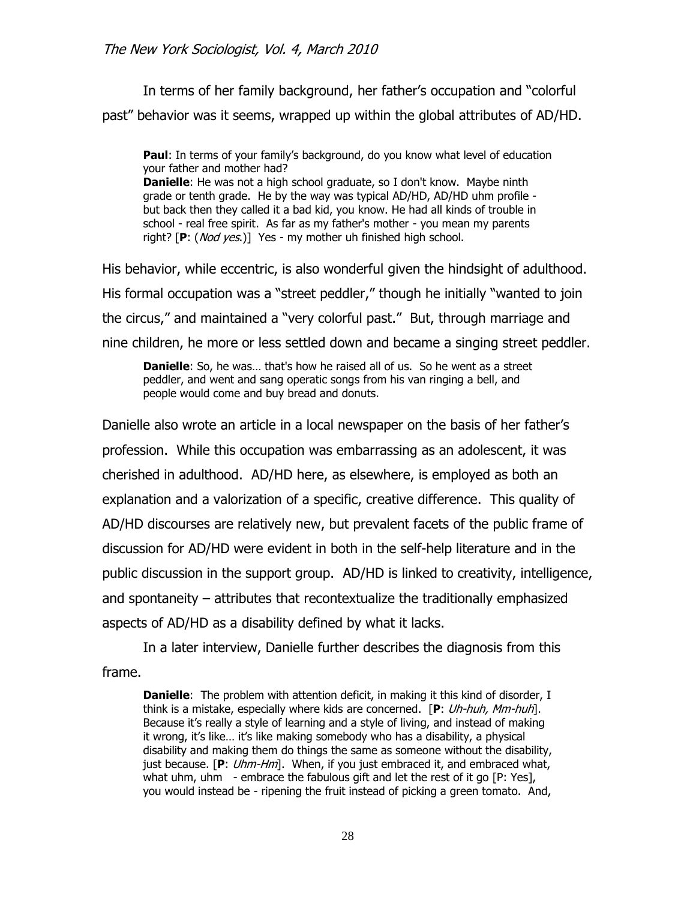In terms of her family background, her father's occupation and "colorful past" behavior was it seems, wrapped up within the global attributes of AD/HD.

> **Paul**: In terms of your family's background, do you know what level of education your father and mother had?
> **Danielle**: He was not a high school graduate, so I don't know. Maybe ninth grade or tenth grade. He by the way was typical AD/HD, AD/HD uhm profile - but back then they called it a bad kid, you know. He had all kinds of trouble in school - real free spirit. As far as my father's mother - you mean my parents right? [**P**: (*Nod yes.*)] Yes - my mother uh finished high school.

His behavior, while eccentric, is also wonderful given the hindsight of adulthood. His formal occupation was a "street peddler," though he initially "wanted to join the circus," and maintained a "very colorful past." But, through marriage and nine children, he more or less settled down and became a singing street peddler.

> **Danielle**: So, he was… that's how he raised all of us. So he went as a street peddler, and went and sang operatic songs from his van ringing a bell, and people would come and buy bread and donuts.

Danielle also wrote an article in a local newspaper on the basis of her father's profession. While this occupation was embarrassing as an adolescent, it was cherished in adulthood. AD/HD here, as elsewhere, is employed as both an explanation and a valorization of a specific, creative difference. This quality of AD/HD discourses are relatively new, but prevalent facets of the public frame of discussion for AD/HD were evident in both in the self-help literature and in the public discussion in the support group. AD/HD is linked to creativity, intelligence, and spontaneity – attributes that recontextualize the traditionally emphasized aspects of AD/HD as a disability defined by what it lacks.

In a later interview, Danielle further describes the diagnosis from this frame.

> **Danielle**: The problem with attention deficit, in making it this kind of disorder, I think is a mistake, especially where kids are concerned. [**P**: *Uh-huh, Mm-huh*]. Because it's really a style of learning and a style of living, and instead of making it wrong, it's like… it's like making somebody who has a disability, a physical disability and making them do things the same as someone without the disability, just because. [**P**: *Uhm-Hm*]. When, if you just embraced it, and embraced what, what uhm, uhm - embrace the fabulous gift and let the rest of it go [P: Yes], you would instead be - ripening the fruit instead of picking a green tomato. And,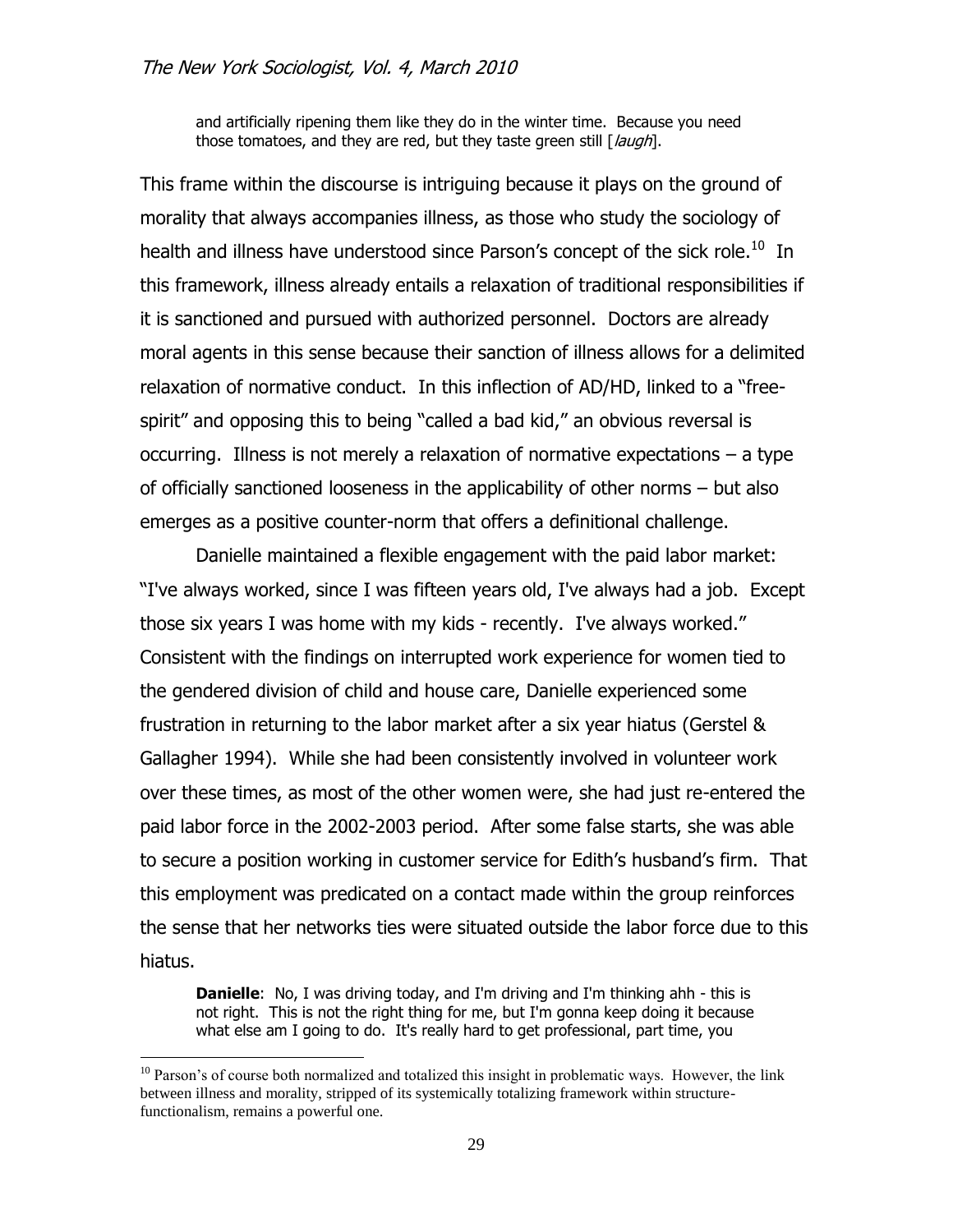and artificially ripening them like they do in the winter time. Because you need those tomatoes, and they are red, but they taste green still [*laugh*].

This frame within the discourse is intriguing because it plays on the ground of morality that always accompanies illness, as those who study the sociology of health and illness have understood since Parson's concept of the sick role.[10] In this framework, illness already entails a relaxation of traditional responsibilities if it is sanctioned and pursued with authorized personnel. Doctors are already moral agents in this sense because their sanction of illness allows for a delimited relaxation of normative conduct. In this inflection of AD/HD, linked to a "free-spirit" and opposing this to being "called a bad kid," an obvious reversal is occurring. Illness is not merely a relaxation of normative expectations – a type of officially sanctioned looseness in the applicability of other norms – but also emerges as a positive counter-norm that offers a definitional challenge.

Danielle maintained a flexible engagement with the paid labor market: "I've always worked, since I was fifteen years old, I've always had a job. Except those six years I was home with my kids - recently. I've always worked." Consistent with the findings on interrupted work experience for women tied to the gendered division of child and house care, Danielle experienced some frustration in returning to the labor market after a six year hiatus (Gerstel & Gallagher 1994). While she had been consistently involved in volunteer work over these times, as most of the other women were, she had just re-entered the paid labor force in the 2002-2003 period. After some false starts, she was able to secure a position working in customer service for Edith's husband's firm. That this employment was predicated on a contact made within the group reinforces the sense that her networks ties were situated outside the labor force due to this hiatus.

**Danielle**: No, I was driving today, and I'm driving and I'm thinking ahh - this is not right. This is not the right thing for me, but I'm gonna keep doing it because what else am I going to do. It's really hard to get professional, part time, you

[10] Parson's of course both normalized and totalized this insight in problematic ways. However, the link between illness and morality, stripped of its systemically totalizing framework within structure-functionalism, remains a powerful one.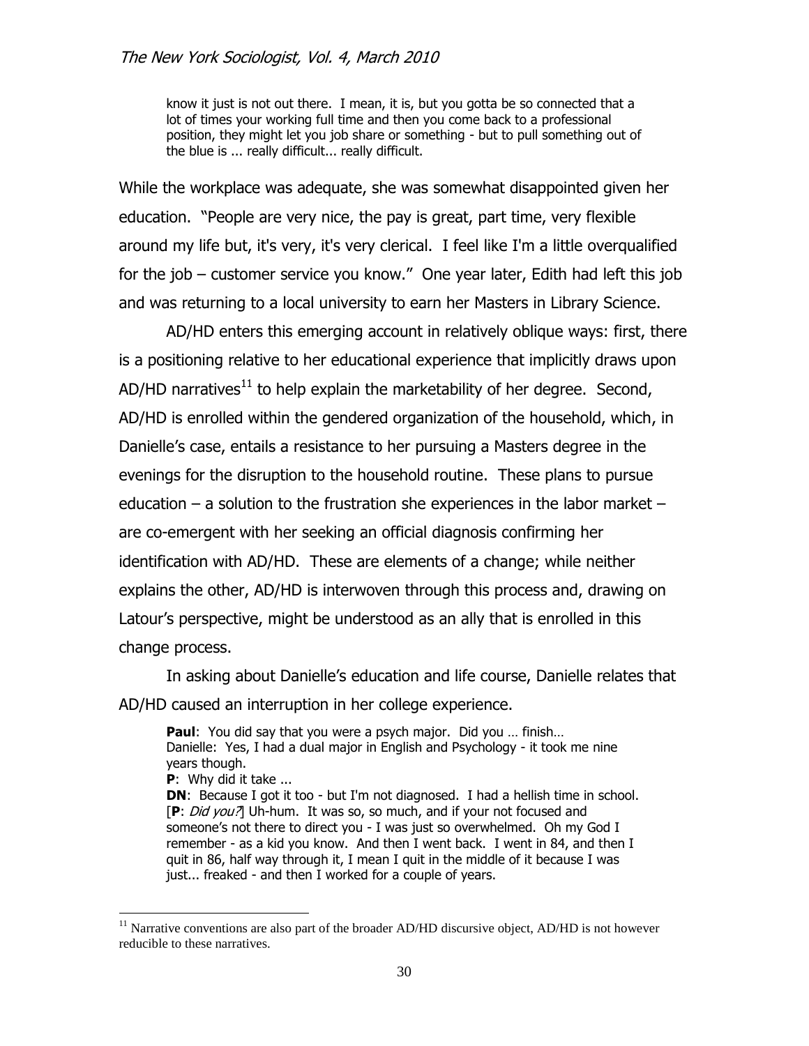> know it just is not out there. I mean, it is, but you gotta be so connected that a lot of times your working full time and then you come back to a professional position, they might let you job share or something - but to pull something out of the blue is ... really difficult... really difficult.

While the workplace was adequate, she was somewhat disappointed given her education. "People are very nice, the pay is great, part time, very flexible around my life but, it's very, it's very clerical. I feel like I'm a little overqualified for the job – customer service you know." One year later, Edith had left this job and was returning to a local university to earn her Masters in Library Science.

AD/HD enters this emerging account in relatively oblique ways: first, there is a positioning relative to her educational experience that implicitly draws upon AD/HD narratives[11] to help explain the marketability of her degree. Second, AD/HD is enrolled within the gendered organization of the household, which, in Danielle's case, entails a resistance to her pursuing a Masters degree in the evenings for the disruption to the household routine. These plans to pursue education – a solution to the frustration she experiences in the labor market – are co-emergent with her seeking an official diagnosis confirming her identification with AD/HD. These are elements of a change; while neither explains the other, AD/HD is interwoven through this process and, drawing on Latour's perspective, might be understood as an ally that is enrolled in this change process.

In asking about Danielle's education and life course, Danielle relates that AD/HD caused an interruption in her college experience.

> **Paul**: You did say that you were a psych major. Did you … finish…
> Danielle: Yes, I had a dual major in English and Psychology - it took me nine years though.
> **P**: Why did it take ...
> **DN**: Because I got it too - but I'm not diagnosed. I had a hellish time in school. [**P**: *Did you?*] Uh-hum. It was so, so much, and if your not focused and someone's not there to direct you - I was just so overwhelmed. Oh my God I remember - as a kid you know. And then I went back. I went in 84, and then I quit in 86, half way through it, I mean I quit in the middle of it because I was just... freaked - and then I worked for a couple of years.

[11] Narrative conventions are also part of the broader AD/HD discursive object, AD/HD is not however reducible to these narratives.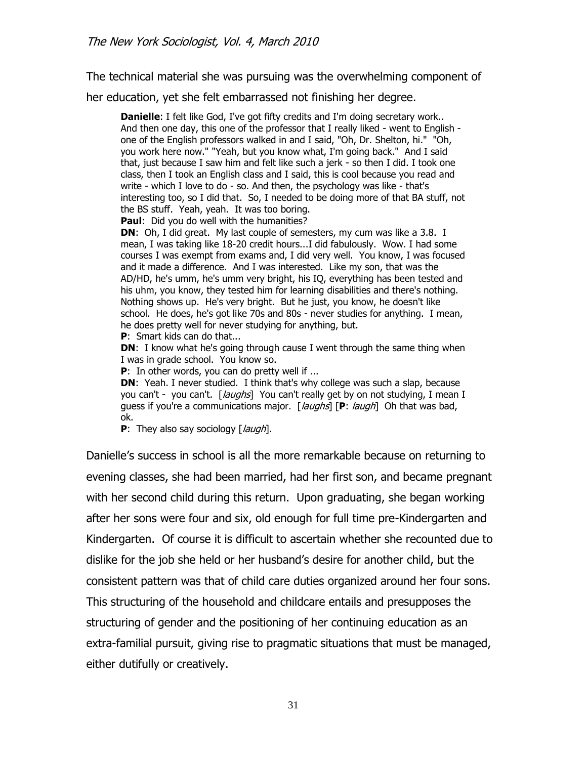The technical material she was pursuing was the overwhelming component of her education, yet she felt embarrassed not finishing her degree.

> **Danielle**: I felt like God, I've got fifty credits and I'm doing secretary work.. And then one day, this one of the professor that I really liked - went to English - one of the English professors walked in and I said, "Oh, Dr. Shelton, hi." "Oh, you work here now." "Yeah, but you know what, I'm going back." And I said that, just because I saw him and felt like such a jerk - so then I did. I took one class, then I took an English class and I said, this is cool because you read and write - which I love to do - so. And then, the psychology was like - that's interesting too, so I did that. So, I needed to be doing more of that BA stuff, not the BS stuff. Yeah, yeah. It was too boring.
>
> **Paul**: Did you do well with the humanities?
>
> **DN**: Oh, I did great. My last couple of semesters, my cum was like a 3.8. I mean, I was taking like 18-20 credit hours...I did fabulously. Wow. I had some courses I was exempt from exams and, I did very well. You know, I was focused and it made a difference. And I was interested. Like my son, that was the AD/HD, he's umm, he's umm very bright, his IQ, everything has been tested and his uhm, you know, they tested him for learning disabilities and there's nothing. Nothing shows up. He's very bright. But he just, you know, he doesn't like school. He does, he's got like 70s and 80s - never studies for anything. I mean, he does pretty well for never studying for anything, but.
>
> **P**: Smart kids can do that...
>
> **DN**: I know what he's going through cause I went through the same thing when I was in grade school. You know so.
>
> **P**: In other words, you can do pretty well if ...
>
> **DN**: Yeah. I never studied. I think that's why college was such a slap, because you can't - you can't. [*laughs*] You can't really get by on not studying, I mean I guess if you're a communications major. [*laughs*] [**P**: *laugh*] Oh that was bad, ok.
>
> **P**: They also say sociology [*laugh*].

Danielle's success in school is all the more remarkable because on returning to evening classes, she had been married, had her first son, and became pregnant with her second child during this return. Upon graduating, she began working after her sons were four and six, old enough for full time pre-Kindergarten and Kindergarten. Of course it is difficult to ascertain whether she recounted due to dislike for the job she held or her husband's desire for another child, but the consistent pattern was that of child care duties organized around her four sons. This structuring of the household and childcare entails and presupposes the structuring of gender and the positioning of her continuing education as an extra-familial pursuit, giving rise to pragmatic situations that must be managed, either dutifully or creatively.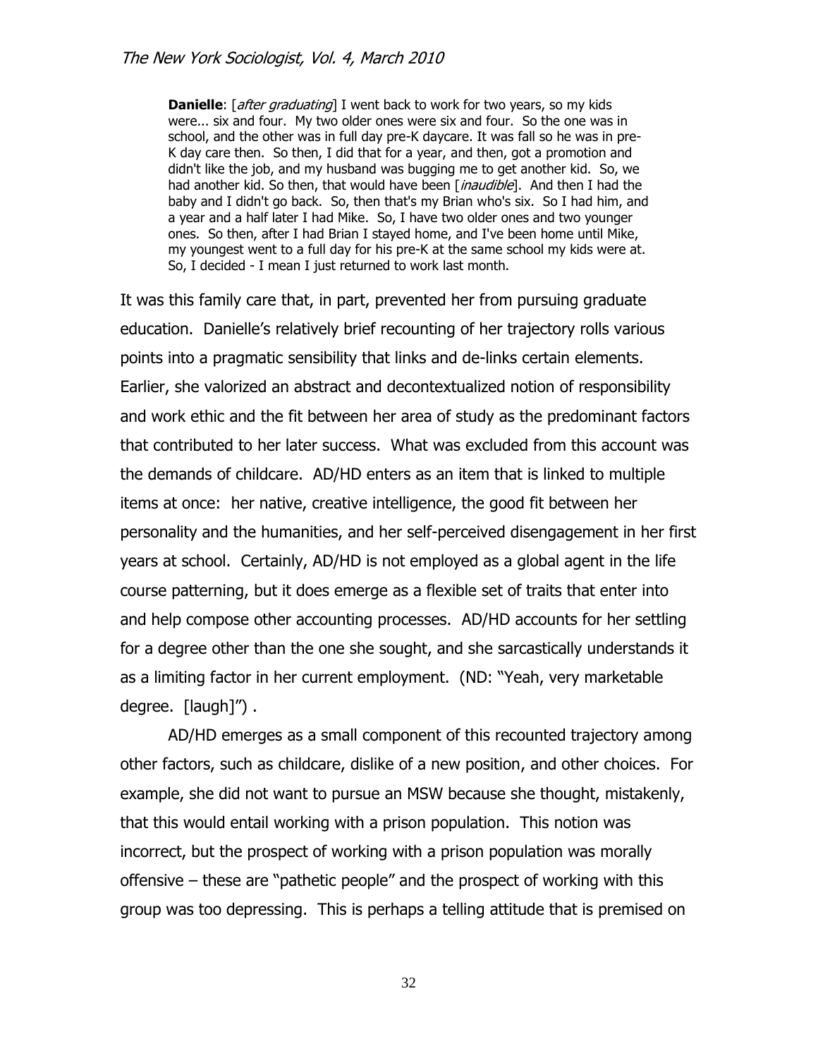> **Danielle**: [*after graduating*] I went back to work for two years, so my kids were... six and four. My two older ones were six and four. So the one was in school, and the other was in full day pre-K daycare. It was fall so he was in pre-K day care then. So then, I did that for a year, and then, got a promotion and didn't like the job, and my husband was bugging me to get another kid. So, we had another kid. So then, that would have been [*inaudible*]. And then I had the baby and I didn't go back. So, then that's my Brian who's six. So I had him, and a year and a half later I had Mike. So, I have two older ones and two younger ones. So then, after I had Brian I stayed home, and I've been home until Mike, my youngest went to a full day for his pre-K at the same school my kids were at. So, I decided - I mean I just returned to work last month.

It was this family care that, in part, prevented her from pursuing graduate education. Danielle's relatively brief recounting of her trajectory rolls various points into a pragmatic sensibility that links and de-links certain elements. Earlier, she valorized an abstract and decontextualized notion of responsibility and work ethic and the fit between her area of study as the predominant factors that contributed to her later success. What was excluded from this account was the demands of childcare. AD/HD enters as an item that is linked to multiple items at once: her native, creative intelligence, the good fit between her personality and the humanities, and her self-perceived disengagement in her first years at school. Certainly, AD/HD is not employed as a global agent in the life course patterning, but it does emerge as a flexible set of traits that enter into and help compose other accounting processes. AD/HD accounts for her settling for a degree other than the one she sought, and she sarcastically understands it as a limiting factor in her current employment. (ND: "Yeah, very marketable degree. [laugh]") .

AD/HD emerges as a small component of this recounted trajectory among other factors, such as childcare, dislike of a new position, and other choices. For example, she did not want to pursue an MSW because she thought, mistakenly, that this would entail working with a prison population. This notion was incorrect, but the prospect of working with a prison population was morally offensive – these are "pathetic people" and the prospect of working with this group was too depressing. This is perhaps a telling attitude that is premised on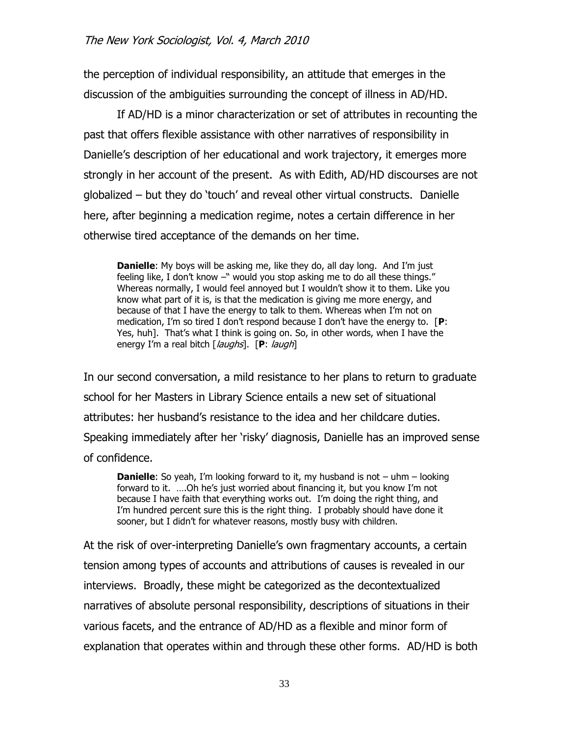the perception of individual responsibility, an attitude that emerges in the discussion of the ambiguities surrounding the concept of illness in AD/HD.

If AD/HD is a minor characterization or set of attributes in recounting the past that offers flexible assistance with other narratives of responsibility in Danielle's description of her educational and work trajectory, it emerges more strongly in her account of the present. As with Edith, AD/HD discourses are not globalized – but they do 'touch' and reveal other virtual constructs. Danielle here, after beginning a medication regime, notes a certain difference in her otherwise tired acceptance of the demands on her time.

> **Danielle**: My boys will be asking me, like they do, all day long. And I'm just feeling like, I don't know –" would you stop asking me to do all these things." Whereas normally, I would feel annoyed but I wouldn't show it to them. Like you know what part of it is, is that the medication is giving me more energy, and because of that I have the energy to talk to them. Whereas when I'm not on medication, I'm so tired I don't respond because I don't have the energy to. [**P**: Yes, huh]. That's what I think is going on. So, in other words, when I have the energy I'm a real bitch [*laughs*]. [**P**: *laugh*]

In our second conversation, a mild resistance to her plans to return to graduate school for her Masters in Library Science entails a new set of situational attributes: her husband's resistance to the idea and her childcare duties. Speaking immediately after her 'risky' diagnosis, Danielle has an improved sense of confidence.

> **Danielle**: So yeah, I'm looking forward to it, my husband is not – uhm – looking forward to it. ….Oh he's just worried about financing it, but you know I'm not because I have faith that everything works out. I'm doing the right thing, and I'm hundred percent sure this is the right thing. I probably should have done it sooner, but I didn't for whatever reasons, mostly busy with children.

At the risk of over-interpreting Danielle's own fragmentary accounts, a certain tension among types of accounts and attributions of causes is revealed in our interviews. Broadly, these might be categorized as the decontextualized narratives of absolute personal responsibility, descriptions of situations in their various facets, and the entrance of AD/HD as a flexible and minor form of explanation that operates within and through these other forms. AD/HD is both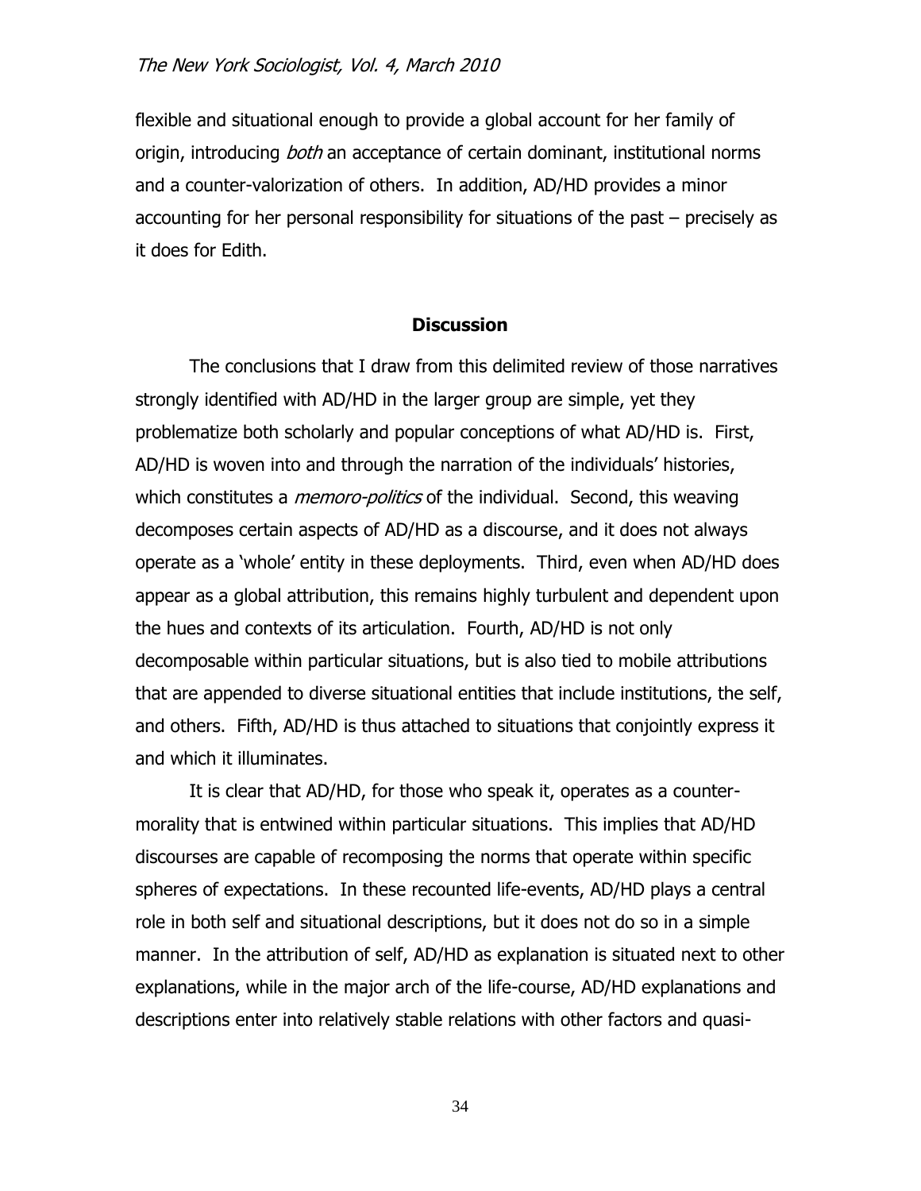flexible and situational enough to provide a global account for her family of origin, introducing *both* an acceptance of certain dominant, institutional norms and a counter-valorization of others. In addition, AD/HD provides a minor accounting for her personal responsibility for situations of the past – precisely as it does for Edith.

## Discussion

The conclusions that I draw from this delimited review of those narratives strongly identified with AD/HD in the larger group are simple, yet they problematize both scholarly and popular conceptions of what AD/HD is. First, AD/HD is woven into and through the narration of the individuals' histories, which constitutes a *memoro-politics* of the individual. Second, this weaving decomposes certain aspects of AD/HD as a discourse, and it does not always operate as a 'whole' entity in these deployments. Third, even when AD/HD does appear as a global attribution, this remains highly turbulent and dependent upon the hues and contexts of its articulation. Fourth, AD/HD is not only decomposable within particular situations, but is also tied to mobile attributions that are appended to diverse situational entities that include institutions, the self, and others. Fifth, AD/HD is thus attached to situations that conjointly express it and which it illuminates.

It is clear that AD/HD, for those who speak it, operates as a counter-morality that is entwined within particular situations. This implies that AD/HD discourses are capable of recomposing the norms that operate within specific spheres of expectations. In these recounted life-events, AD/HD plays a central role in both self and situational descriptions, but it does not do so in a simple manner. In the attribution of self, AD/HD as explanation is situated next to other explanations, while in the major arch of the life-course, AD/HD explanations and descriptions enter into relatively stable relations with other factors and quasi-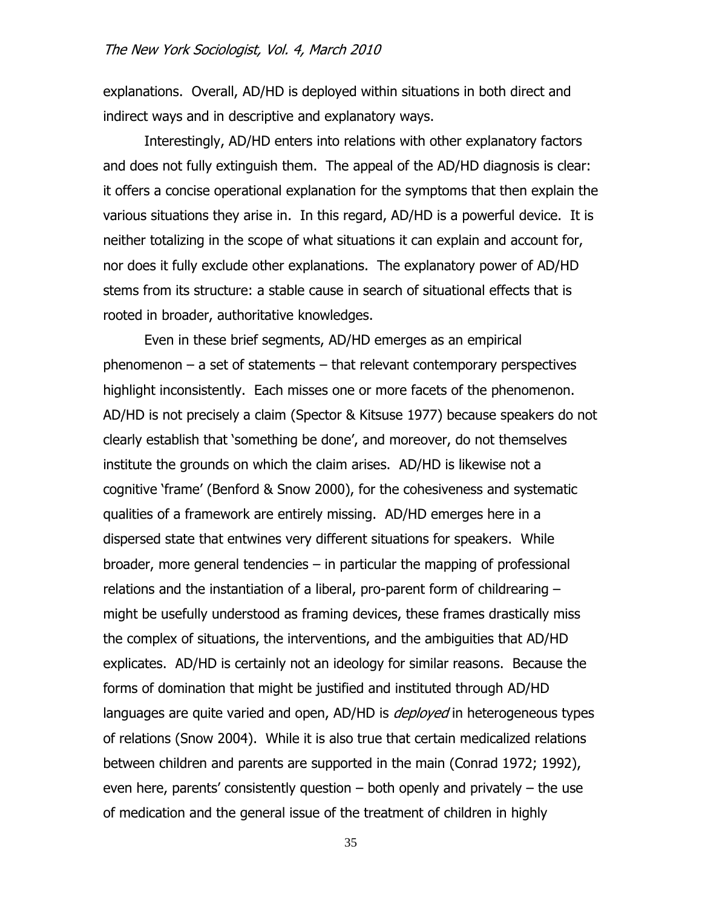explanations. Overall, AD/HD is deployed within situations in both direct and indirect ways and in descriptive and explanatory ways.

Interestingly, AD/HD enters into relations with other explanatory factors and does not fully extinguish them. The appeal of the AD/HD diagnosis is clear: it offers a concise operational explanation for the symptoms that then explain the various situations they arise in. In this regard, AD/HD is a powerful device. It is neither totalizing in the scope of what situations it can explain and account for, nor does it fully exclude other explanations. The explanatory power of AD/HD stems from its structure: a stable cause in search of situational effects that is rooted in broader, authoritative knowledges.

Even in these brief segments, AD/HD emerges as an empirical phenomenon – a set of statements – that relevant contemporary perspectives highlight inconsistently. Each misses one or more facets of the phenomenon. AD/HD is not precisely a claim (Spector & Kitsuse 1977) because speakers do not clearly establish that 'something be done', and moreover, do not themselves institute the grounds on which the claim arises. AD/HD is likewise not a cognitive 'frame' (Benford & Snow 2000), for the cohesiveness and systematic qualities of a framework are entirely missing. AD/HD emerges here in a dispersed state that entwines very different situations for speakers. While broader, more general tendencies – in particular the mapping of professional relations and the instantiation of a liberal, pro-parent form of childrearing – might be usefully understood as framing devices, these frames drastically miss the complex of situations, the interventions, and the ambiguities that AD/HD explicates. AD/HD is certainly not an ideology for similar reasons. Because the forms of domination that might be justified and instituted through AD/HD languages are quite varied and open, AD/HD is *deployed* in heterogeneous types of relations (Snow 2004). While it is also true that certain medicalized relations between children and parents are supported in the main (Conrad 1972; 1992), even here, parents' consistently question – both openly and privately – the use of medication and the general issue of the treatment of children in highly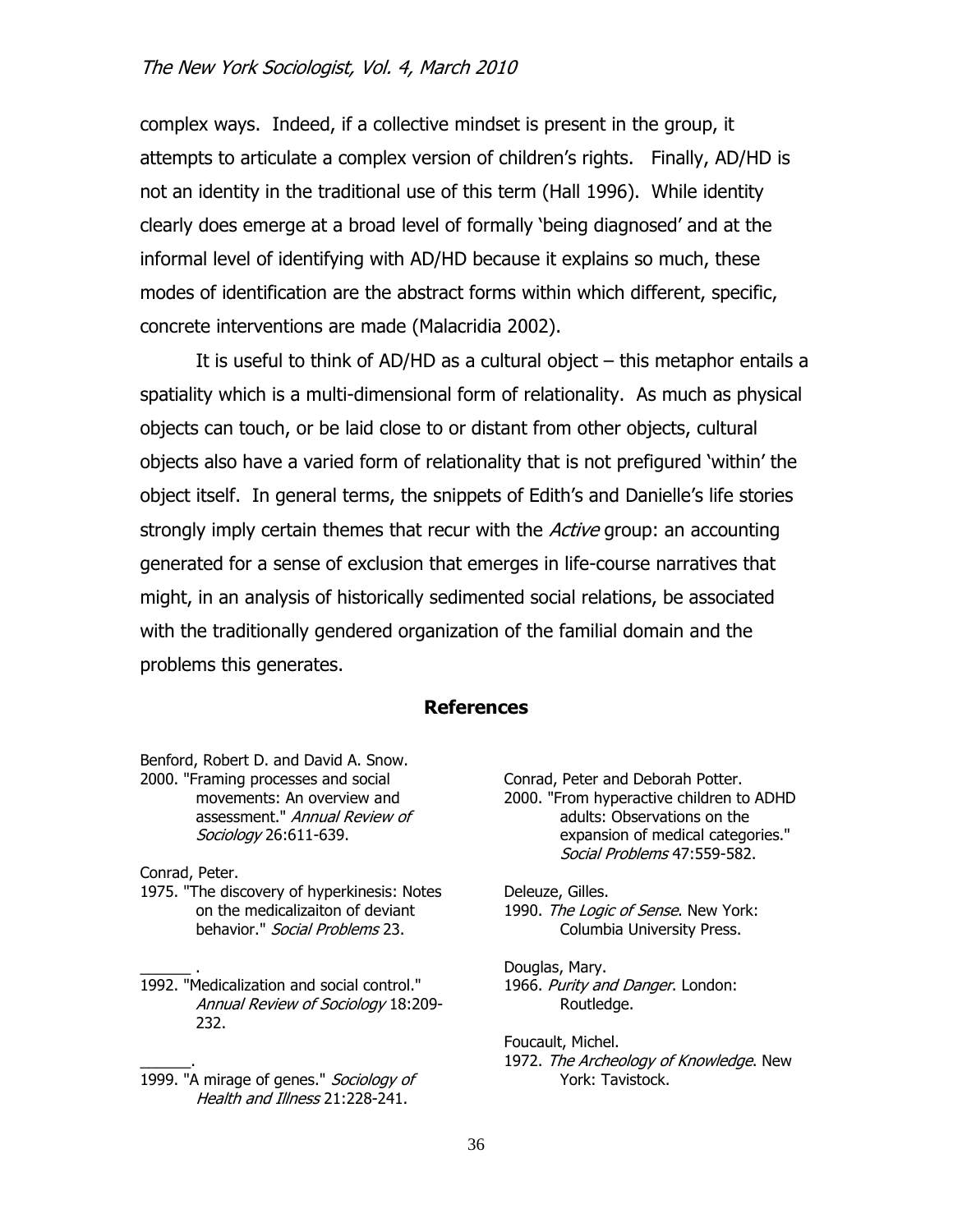complex ways. Indeed, if a collective mindset is present in the group, it attempts to articulate a complex version of children's rights. Finally, AD/HD is not an identity in the traditional use of this term (Hall 1996). While identity clearly does emerge at a broad level of formally 'being diagnosed' and at the informal level of identifying with AD/HD because it explains so much, these modes of identification are the abstract forms within which different, specific, concrete interventions are made (Malacridia 2002).

It is useful to think of AD/HD as a cultural object – this metaphor entails a spatiality which is a multi-dimensional form of relationality. As much as physical objects can touch, or be laid close to or distant from other objects, cultural objects also have a varied form of relationality that is not prefigured 'within' the object itself. In general terms, the snippets of Edith's and Danielle's life stories strongly imply certain themes that recur with the *Active* group: an accounting generated for a sense of exclusion that emerges in life-course narratives that might, in an analysis of historically sedimented social relations, be associated with the traditionally gendered organization of the familial domain and the problems this generates.

## References

Benford, Robert D. and David A. Snow.
2000. "Framing processes and social movements: An overview and assessment." *Annual Review of Sociology* 26:611-639.

Conrad, Peter.
1975. "The discovery of hyperkinesis: Notes on the medicalizaiton of deviant behavior." *Social Problems* 23.

______ .
1992. "Medicalization and social control." *Annual Review of Sociology* 18:209-232.

______.
1999. "A mirage of genes." *Sociology of Health and Illness* 21:228-241.

Conrad, Peter and Deborah Potter.
2000. "From hyperactive children to ADHD adults: Observations on the expansion of medical categories." *Social Problems* 47:559-582.

Deleuze, Gilles.
1990. *The Logic of Sense*. New York: Columbia University Press.

Douglas, Mary.
1966. *Purity and Danger*. London: Routledge.

Foucault, Michel.
1972. *The Archeology of Knowledge*. New York: Tavistock.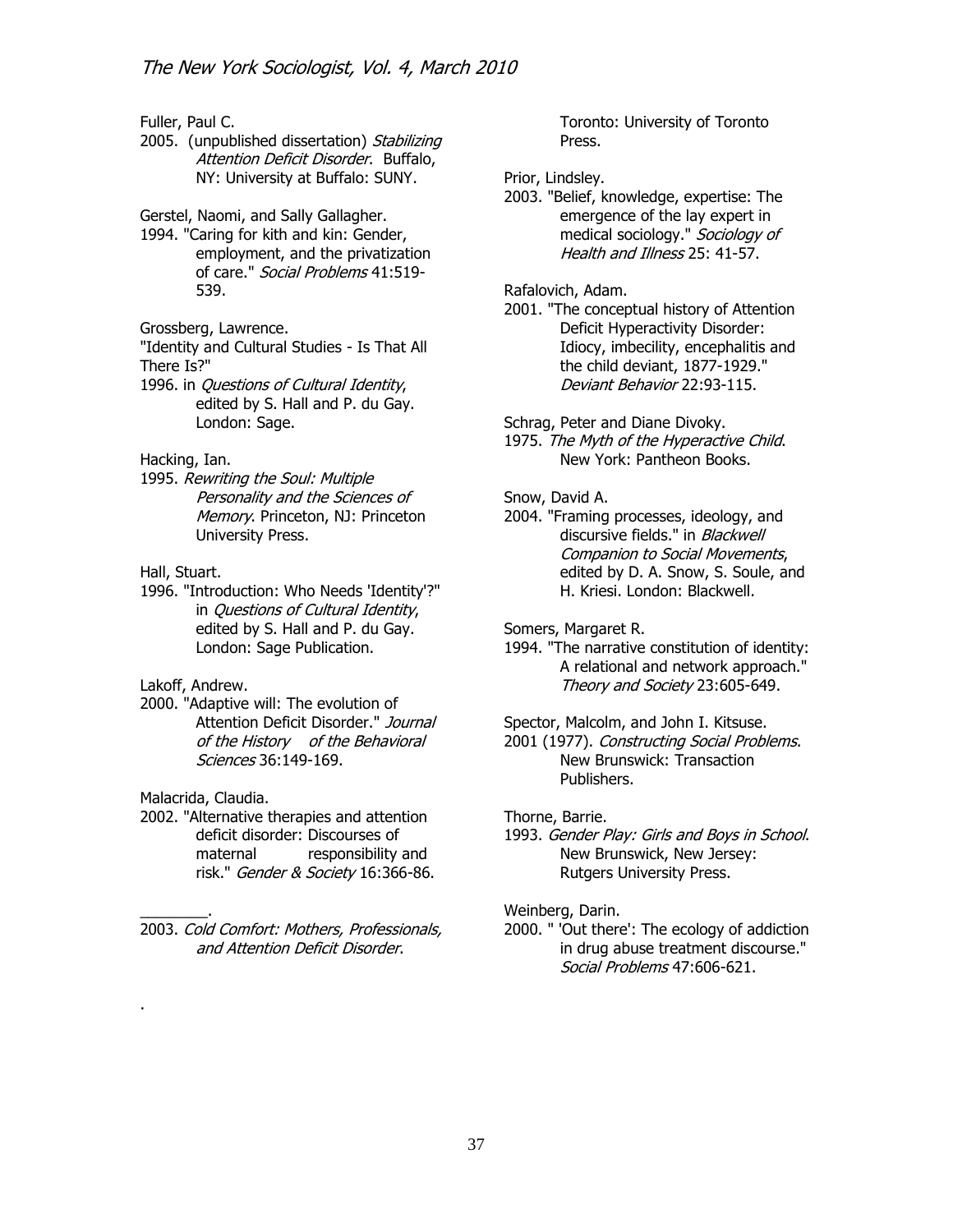Fuller, Paul C.

2005. (unpublished dissertation) *Stabilizing Attention Deficit Disorder*. Buffalo, NY: University at Buffalo: SUNY.

Gerstel, Naomi, and Sally Gallagher.

1994. "Caring for kith and kin: Gender, employment, and the privatization of care." *Social Problems* 41:519-539.

Grossberg, Lawrence.

"Identity and Cultural Studies - Is That All There Is?"

1996. in *Questions of Cultural Identity*, edited by S. Hall and P. du Gay. London: Sage.

Hacking, Ian.

1995. *Rewriting the Soul: Multiple Personality and the Sciences of Memory*. Princeton, NJ: Princeton University Press.

Hall, Stuart.

1996. "Introduction: Who Needs 'Identity'?" in *Questions of Cultural Identity*, edited by S. Hall and P. du Gay. London: Sage Publication.

Lakoff, Andrew.

2000. "Adaptive will: The evolution of Attention Deficit Disorder." *Journal of the History of the Behavioral Sciences* 36:149-169.

Malacrida, Claudia.

2002. "Alternative therapies and attention deficit disorder: Discourses of maternal responsibility and risk." *Gender & Society* 16:366-86.

________.

2003. *Cold Comfort: Mothers, Professionals, and Attention Deficit Disorder*. Toronto: University of Toronto Press.

Prior, Lindsley.

2003. "Belief, knowledge, expertise: The emergence of the lay expert in medical sociology." *Sociology of Health and Illness* 25: 41-57.

Rafalovich, Adam.

2001. "The conceptual history of Attention Deficit Hyperactivity Disorder: Idiocy, imbecility, encephalitis and the child deviant, 1877-1929." *Deviant Behavior* 22:93-115.

Schrag, Peter and Diane Divoky.

1975. *The Myth of the Hyperactive Child*. New York: Pantheon Books.

Snow, David A.

2004. "Framing processes, ideology, and discursive fields." in *Blackwell Companion to Social Movements*, edited by D. A. Snow, S. Soule, and H. Kriesi. London: Blackwell.

Somers, Margaret R.

1994. "The narrative constitution of identity: A relational and network approach." *Theory and Society* 23:605-649.

Spector, Malcolm, and John I. Kitsuse.

2001 (1977). *Constructing Social Problems*. New Brunswick: Transaction Publishers.

Thorne, Barrie.

1993. *Gender Play: Girls and Boys in School*. New Brunswick, New Jersey: Rutgers University Press.

Weinberg, Darin.

2000. " 'Out there': The ecology of addiction in drug abuse treatment discourse." *Social Problems* 47:606-621.